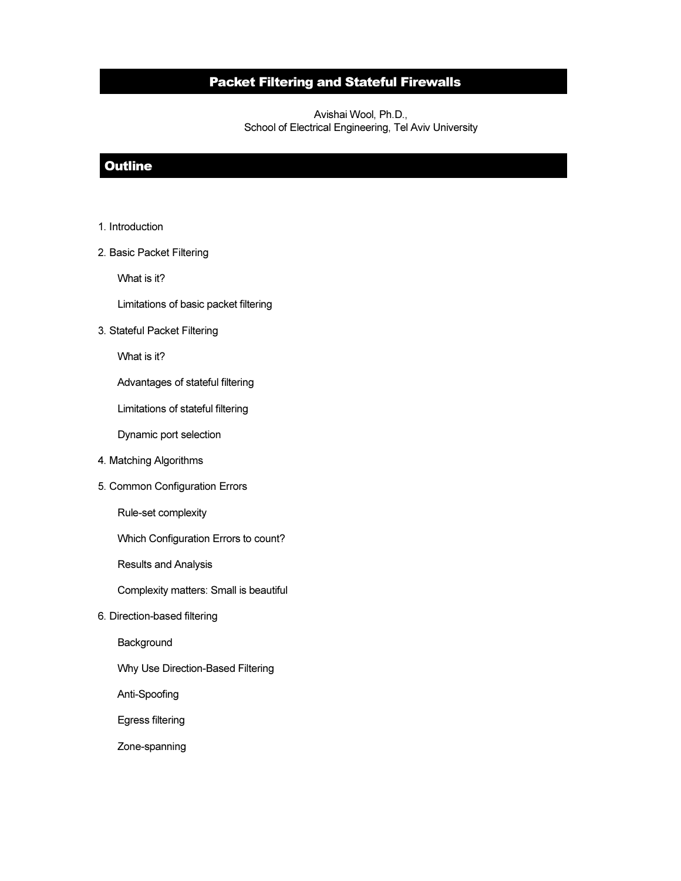# Packet Filtering and Stateful Firewalls

Avishai Wool, Ph.D.,
School of Electrical Engineering, Tel Aviv University

## Outline

1. Introduction
2. Basic Packet Filtering
    - What is it?
    - Limitations of basic packet filtering
3. Stateful Packet Filtering
    - What is it?
    - Advantages of stateful filtering
    - Limitations of stateful filtering
    - Dynamic port selection
4. Matching Algorithms
5. Common Configuration Errors
    - Rule-set complexity
    - Which Configuration Errors to count?
    - Results and Analysis
    - Complexity matters: Small is beautiful
6. Direction-based filtering
    - Background
    - Why Use Direction-Based Filtering
    - Anti-Spoofing
    - Egress filtering
    - Zone-spanning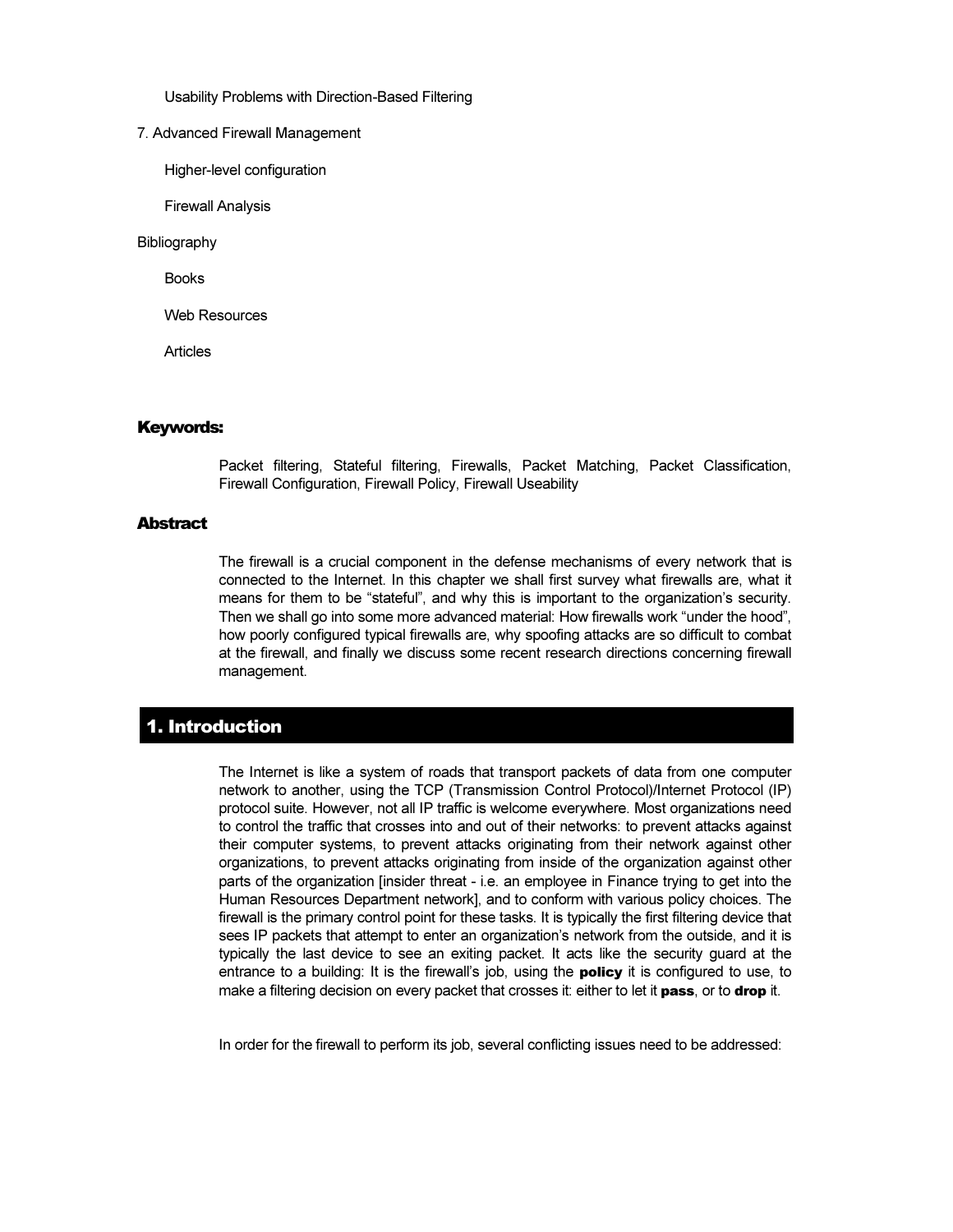Usability Problems with Direction-Based Filtering

7. Advanced Firewall Management

Higher-level configuration

Firewall Analysis

Bibliography

Books

Web Resources

Articles

## Keywords:

Packet filtering, Stateful filtering, Firewalls, Packet Matching, Packet Classification, Firewall Configuration, Firewall Policy, Firewall Useability

## Abstract

The firewall is a crucial component in the defense mechanisms of every network that is connected to the Internet. In this chapter we shall first survey what firewalls are, what it means for them to be "stateful", and why this is important to the organization's security. Then we shall go into some more advanced material: How firewalls work "under the hood", how poorly configured typical firewalls are, why spoofing attacks are so difficult to combat at the firewall, and finally we discuss some recent research directions concerning firewall management.

# 1. Introduction

The Internet is like a system of roads that transport packets of data from one computer network to another, using the TCP (Transmission Control Protocol)/Internet Protocol (IP) protocol suite. However, not all IP traffic is welcome everywhere. Most organizations need to control the traffic that crosses into and out of their networks: to prevent attacks against their computer systems, to prevent attacks originating from their network against other organizations, to prevent attacks originating from inside of the organization against other parts of the organization [insider threat - i.e. an employee in Finance trying to get into the Human Resources Department network], and to conform with various policy choices. The firewall is the primary control point for these tasks. It is typically the first filtering device that sees IP packets that attempt to enter an organization's network from the outside, and it is typically the last device to see an exiting packet. It acts like the security guard at the entrance to a building: It is the firewall's job, using the **policy** it is configured to use, to make a filtering decision on every packet that crosses it: either to let it **pass**, or to **drop** it.

In order for the firewall to perform its job, several conflicting issues need to be addressed: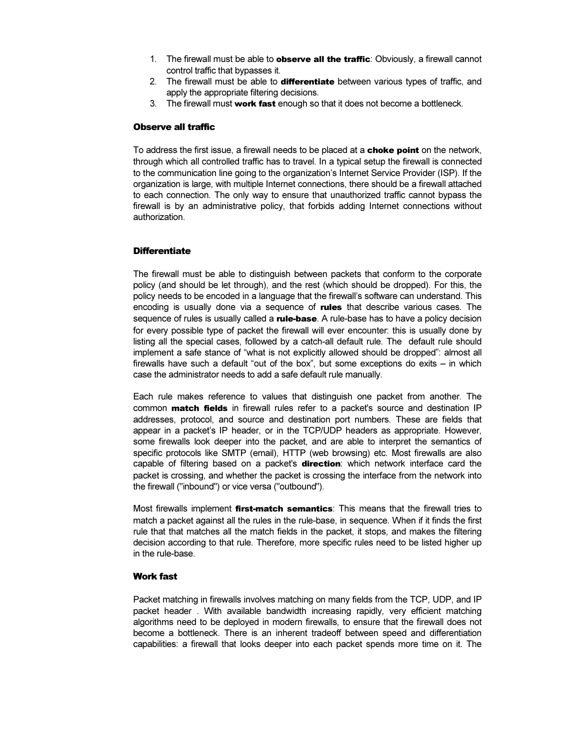1. The firewall must be able to **observe all the traffic**: Obviously, a firewall cannot control traffic that bypasses it.
2. The firewall must be able to **differentiate** between various types of traffic, and apply the appropriate filtering decisions.
3. The firewall must **work fast** enough so that it does not become a bottleneck.

### Observe all traffic

To address the first issue, a firewall needs to be placed at a **choke point** on the network, through which all controlled traffic has to travel. In a typical setup the firewall is connected to the communication line going to the organization's Internet Service Provider (ISP). If the organization is large, with multiple Internet connections, there should be a firewall attached to each connection. The only way to ensure that unauthorized traffic cannot bypass the firewall is by an administrative policy, that forbids adding Internet connections without authorization.

### Differentiate

The firewall must be able to distinguish between packets that conform to the corporate policy (and should be let through), and the rest (which should be dropped). For this, the policy needs to be encoded in a language that the firewall's software can understand. This encoding is usually done via a sequence of **rules** that describe various cases. The sequence of rules is usually called a **rule-base**. A rule-base has to have a policy decision for every possible type of packet the firewall will ever encounter: this is usually done by listing all the special cases, followed by a catch-all default rule. The default rule should implement a safe stance of "what is not explicitly allowed should be dropped": almost all firewalls have such a default "out of the box", but some exceptions do exits – in which case the administrator needs to add a safe default rule manually.

Each rule makes reference to values that distinguish one packet from another. The common **match fields** in firewall rules refer to a packet's source and destination IP addresses, protocol, and source and destination port numbers. These are fields that appear in a packet's IP header, or in the TCP/UDP headers as appropriate. However, some firewalls look deeper into the packet, and are able to interpret the semantics of specific protocols like SMTP (email), HTTP (web browsing) etc. Most firewalls are also capable of filtering based on a packet's **direction**: which network interface card the packet is crossing, and whether the packet is crossing the interface from the network into the firewall ("inbound") or vice versa ("outbound").

Most firewalls implement **first-match semantics**: This means that the firewall tries to match a packet against all the rules in the rule-base, in sequence. When if it finds the first rule that that matches all the match fields in the packet, it stops, and makes the filtering decision according to that rule. Therefore, more specific rules need to be listed higher up in the rule-base.

### Work fast

Packet matching in firewalls involves matching on many fields from the TCP, UDP, and IP packet header . With available bandwidth increasing rapidly, very efficient matching algorithms need to be deployed in modern firewalls, to ensure that the firewall does not become a bottleneck. There is an inherent tradeoff between speed and differentiation capabilities: a firewall that looks deeper into each packet spends more time on it. The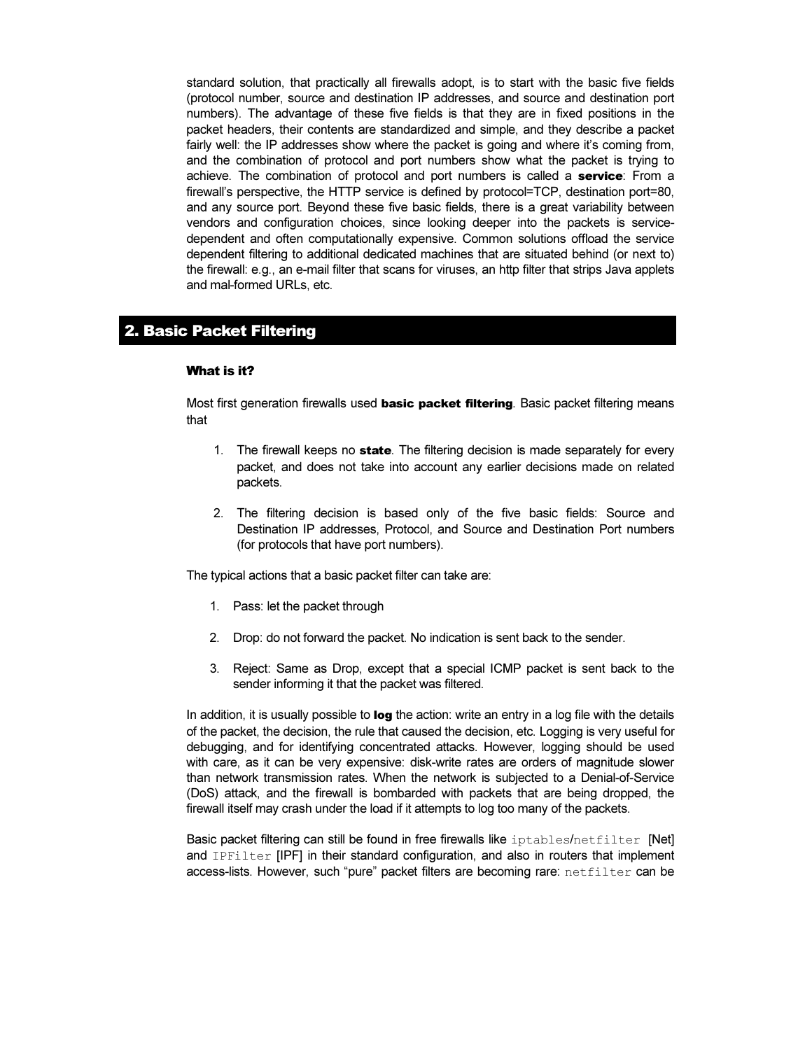standard solution, that practically all firewalls adopt, is to start with the basic five fields (protocol number, source and destination IP addresses, and source and destination port numbers). The advantage of these five fields is that they are in fixed positions in the packet headers, their contents are standardized and simple, and they describe a packet fairly well: the IP addresses show where the packet is going and where it's coming from, and the combination of protocol and port numbers show what the packet is trying to achieve. The combination of protocol and port numbers is called a **service**: From a firewall's perspective, the HTTP service is defined by protocol=TCP, destination port=80, and any source port. Beyond these five basic fields, there is a great variability between vendors and configuration choices, since looking deeper into the packets is service-dependent and often computationally expensive. Common solutions offload the service dependent filtering to additional dedicated machines that are situated behind (or next to) the firewall: e.g., an e-mail filter that scans for viruses, an http filter that strips Java applets and mal-formed URLs, etc.

## 2. Basic Packet Filtering

### What is it?

Most first generation firewalls used **basic packet filtering**. Basic packet filtering means that

1. The firewall keeps no **state**. The filtering decision is made separately for every packet, and does not take into account any earlier decisions made on related packets.

2. The filtering decision is based only of the five basic fields: Source and Destination IP addresses, Protocol, and Source and Destination Port numbers (for protocols that have port numbers).

The typical actions that a basic packet filter can take are:

1. Pass: let the packet through

2. Drop: do not forward the packet. No indication is sent back to the sender.

3. Reject: Same as Drop, except that a special ICMP packet is sent back to the sender informing it that the packet was filtered.

In addition, it is usually possible to **log** the action: write an entry in a log file with the details of the packet, the decision, the rule that caused the decision, etc. Logging is very useful for debugging, and for identifying concentrated attacks. However, logging should be used with care, as it can be very expensive: disk-write rates are orders of magnitude slower than network transmission rates. When the network is subjected to a Denial-of-Service (DoS) attack, and the firewall is bombarded with packets that are being dropped, the firewall itself may crash under the load if it attempts to log too many of the packets.

Basic packet filtering can still be found in free firewalls like `iptables`/`netfilter` [Net] and `IPFilter` [IPF] in their standard configuration, and also in routers that implement access-lists. However, such "pure" packet filters are becoming rare: `netfilter` can be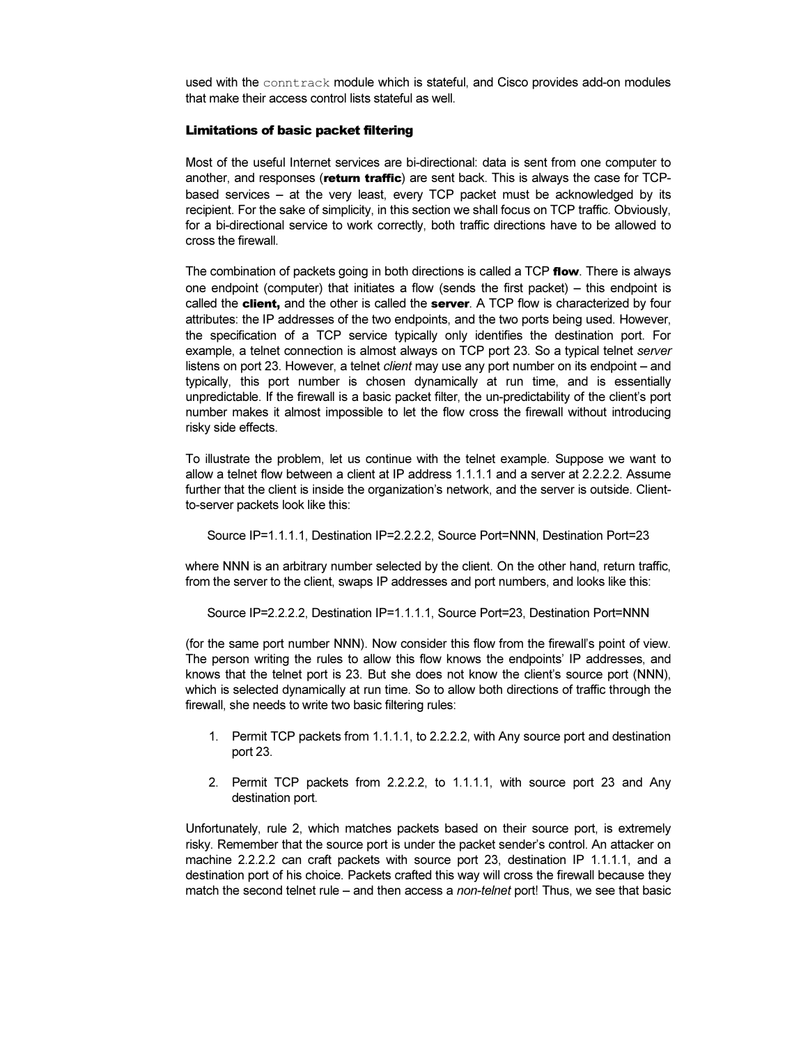used with the `conntrack` module which is stateful, and Cisco provides add-on modules that make their access control lists stateful as well.

### Limitations of basic packet filtering

Most of the useful Internet services are bi-directional: data is sent from one computer to another, and responses (**return traffic**) are sent back. This is always the case for TCP-based services – at the very least, every TCP packet must be acknowledged by its recipient. For the sake of simplicity, in this section we shall focus on TCP traffic. Obviously, for a bi-directional service to work correctly, both traffic directions have to be allowed to cross the firewall.

The combination of packets going in both directions is called a TCP **flow**. There is always one endpoint (computer) that initiates a flow (sends the first packet) – this endpoint is called the **client,** and the other is called the **server**. A TCP flow is characterized by four attributes: the IP addresses of the two endpoints, and the two ports being used. However, the specification of a TCP service typically only identifies the destination port. For example, a telnet connection is almost always on TCP port 23. So a typical telnet *server* listens on port 23. However, a telnet *client* may use any port number on its endpoint – and typically, this port number is chosen dynamically at run time, and is essentially unpredictable. If the firewall is a basic packet filter, the un-predictability of the client's port number makes it almost impossible to let the flow cross the firewall without introducing risky side effects.

To illustrate the problem, let us continue with the telnet example. Suppose we want to allow a telnet flow between a client at IP address 1.1.1.1 and a server at 2.2.2.2. Assume further that the client is inside the organization's network, and the server is outside. Client-to-server packets look like this:

Source IP=1.1.1.1, Destination IP=2.2.2.2, Source Port=NNN, Destination Port=23

where NNN is an arbitrary number selected by the client. On the other hand, return traffic, from the server to the client, swaps IP addresses and port numbers, and looks like this:

Source IP=2.2.2.2, Destination IP=1.1.1.1, Source Port=23, Destination Port=NNN

(for the same port number NNN). Now consider this flow from the firewall's point of view. The person writing the rules to allow this flow knows the endpoints' IP addresses, and knows that the telnet port is 23. But she does not know the client's source port (NNN), which is selected dynamically at run time. So to allow both directions of traffic through the firewall, she needs to write two basic filtering rules:

1. Permit TCP packets from 1.1.1.1, to 2.2.2.2, with Any source port and destination port 23.
2. Permit TCP packets from 2.2.2.2, to 1.1.1.1, with source port 23 and Any destination port.

Unfortunately, rule 2, which matches packets based on their source port, is extremely risky. Remember that the source port is under the packet sender's control. An attacker on machine 2.2.2.2 can craft packets with source port 23, destination IP 1.1.1.1, and a destination port of his choice. Packets crafted this way will cross the firewall because they match the second telnet rule – and then access a *non-telnet* port! Thus, we see that basic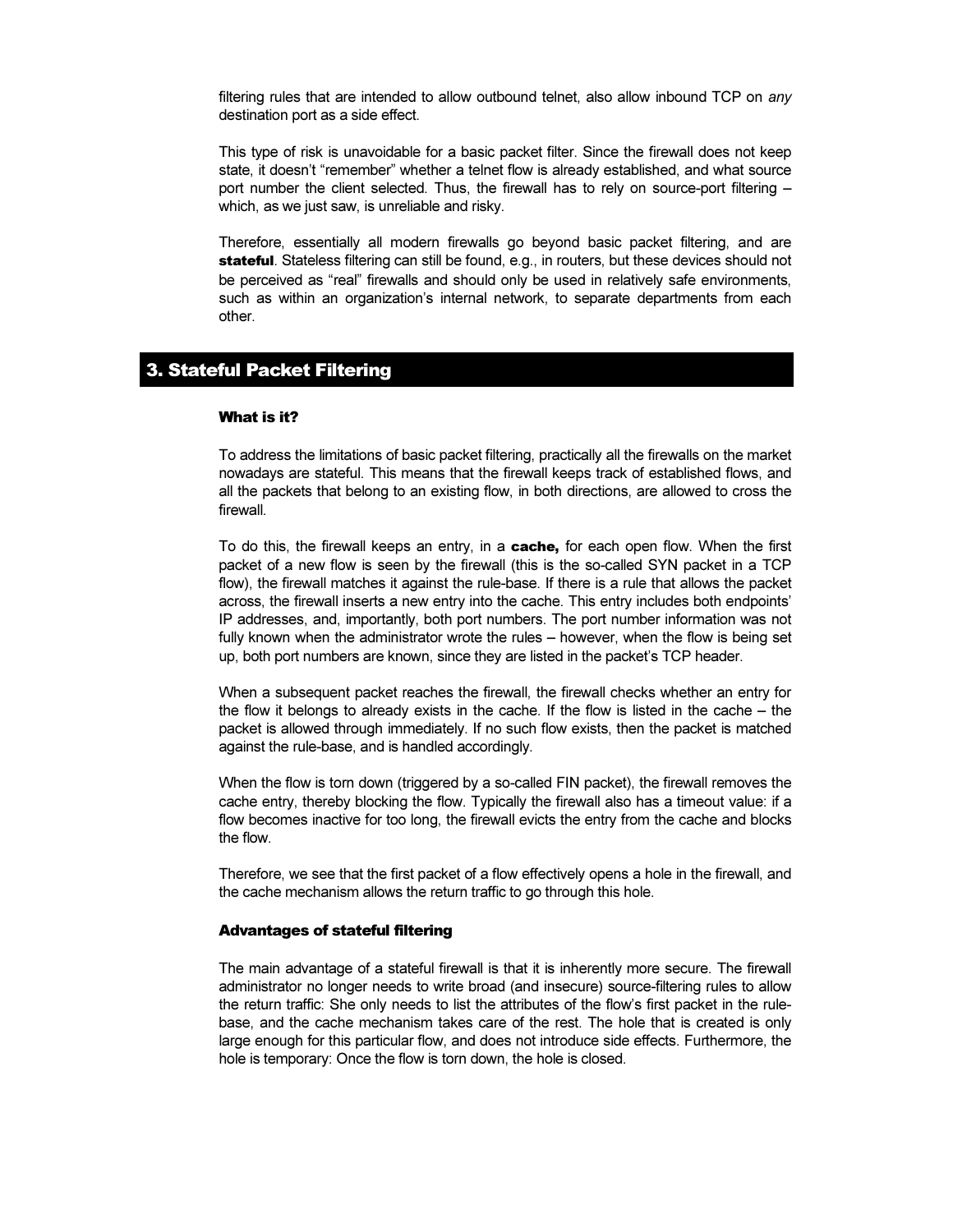filtering rules that are intended to allow outbound telnet, also allow inbound TCP on *any* destination port as a side effect.

This type of risk is unavoidable for a basic packet filter. Since the firewall does not keep state, it doesn't "remember" whether a telnet flow is already established, and what source port number the client selected. Thus, the firewall has to rely on source-port filtering – which, as we just saw, is unreliable and risky.

Therefore, essentially all modern firewalls go beyond basic packet filtering, and are **stateful**. Stateless filtering can still be found, e.g., in routers, but these devices should not be perceived as "real" firewalls and should only be used in relatively safe environments, such as within an organization's internal network, to separate departments from each other.

## 3. Stateful Packet Filtering

### What is it?

To address the limitations of basic packet filtering, practically all the firewalls on the market nowadays are stateful. This means that the firewall keeps track of established flows, and all the packets that belong to an existing flow, in both directions, are allowed to cross the firewall.

To do this, the firewall keeps an entry, in a **cache,** for each open flow. When the first packet of a new flow is seen by the firewall (this is the so-called SYN packet in a TCP flow), the firewall matches it against the rule-base. If there is a rule that allows the packet across, the firewall inserts a new entry into the cache. This entry includes both endpoints' IP addresses, and, importantly, both port numbers. The port number information was not fully known when the administrator wrote the rules – however, when the flow is being set up, both port numbers are known, since they are listed in the packet's TCP header.

When a subsequent packet reaches the firewall, the firewall checks whether an entry for the flow it belongs to already exists in the cache. If the flow is listed in the cache – the packet is allowed through immediately. If no such flow exists, then the packet is matched against the rule-base, and is handled accordingly.

When the flow is torn down (triggered by a so-called FIN packet), the firewall removes the cache entry, thereby blocking the flow. Typically the firewall also has a timeout value: if a flow becomes inactive for too long, the firewall evicts the entry from the cache and blocks the flow.

Therefore, we see that the first packet of a flow effectively opens a hole in the firewall, and the cache mechanism allows the return traffic to go through this hole.

### Advantages of stateful filtering

The main advantage of a stateful firewall is that it is inherently more secure. The firewall administrator no longer needs to write broad (and insecure) source-filtering rules to allow the return traffic: She only needs to list the attributes of the flow's first packet in the rule-base, and the cache mechanism takes care of the rest. The hole that is created is only large enough for this particular flow, and does not introduce side effects. Furthermore, the hole is temporary: Once the flow is torn down, the hole is closed.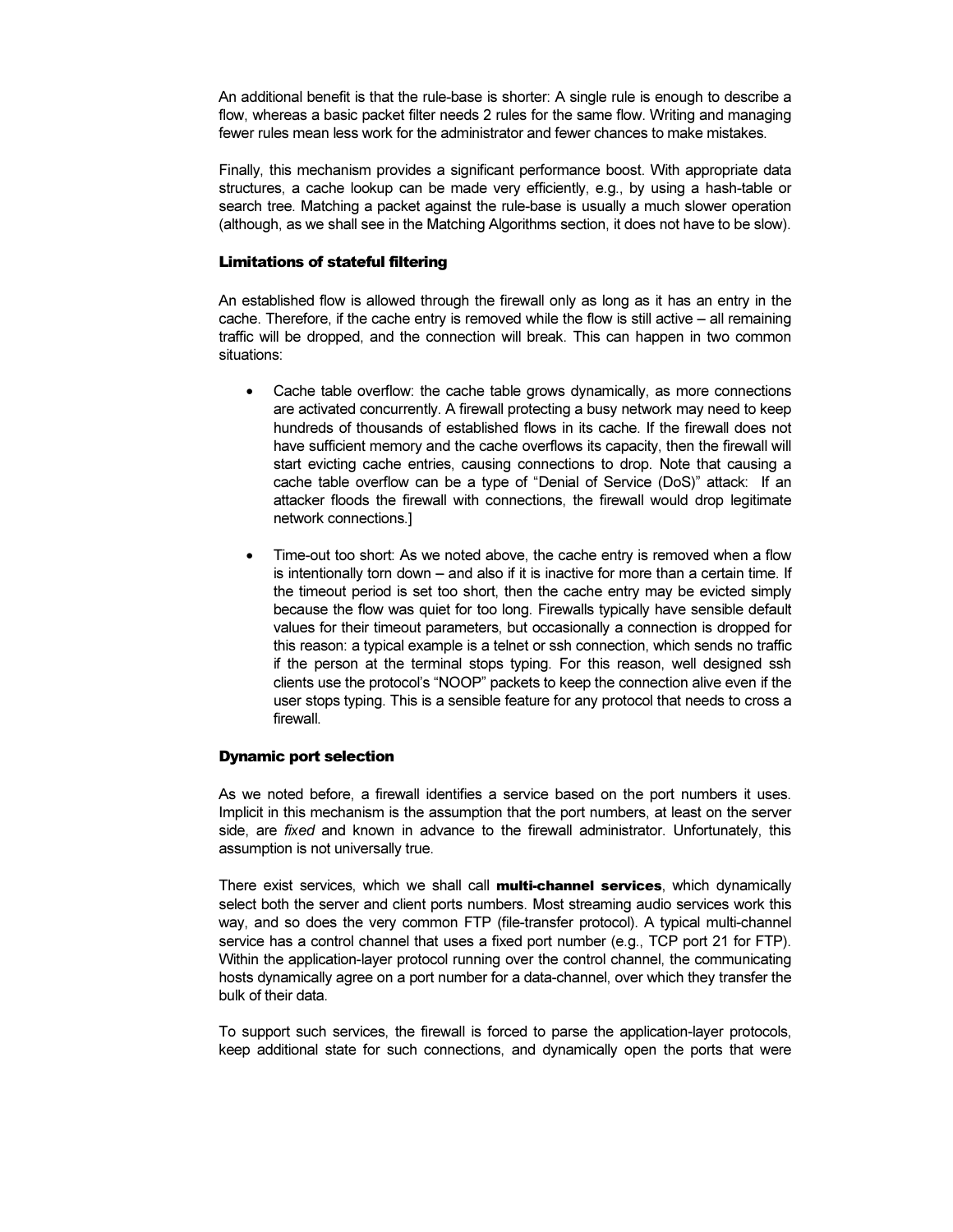An additional benefit is that the rule-base is shorter: A single rule is enough to describe a flow, whereas a basic packet filter needs 2 rules for the same flow. Writing and managing fewer rules mean less work for the administrator and fewer chances to make mistakes.

Finally, this mechanism provides a significant performance boost. With appropriate data structures, a cache lookup can be made very efficiently, e.g., by using a hash-table or search tree. Matching a packet against the rule-base is usually a much slower operation (although, as we shall see in the Matching Algorithms section, it does not have to be slow).

### Limitations of stateful filtering

An established flow is allowed through the firewall only as long as it has an entry in the cache. Therefore, if the cache entry is removed while the flow is still active – all remaining traffic will be dropped, and the connection will break. This can happen in two common situations:

- Cache table overflow: the cache table grows dynamically, as more connections are activated concurrently. A firewall protecting a busy network may need to keep hundreds of thousands of established flows in its cache. If the firewall does not have sufficient memory and the cache overflows its capacity, then the firewall will start evicting cache entries, causing connections to drop. Note that causing a cache table overflow can be a type of "Denial of Service (DoS)" attack: If an attacker floods the firewall with connections, the firewall would drop legitimate network connections.]

- Time-out too short: As we noted above, the cache entry is removed when a flow is intentionally torn down – and also if it is inactive for more than a certain time. If the timeout period is set too short, then the cache entry may be evicted simply because the flow was quiet for too long. Firewalls typically have sensible default values for their timeout parameters, but occasionally a connection is dropped for this reason: a typical example is a telnet or ssh connection, which sends no traffic if the person at the terminal stops typing. For this reason, well designed ssh clients use the protocol's "NOOP" packets to keep the connection alive even if the user stops typing. This is a sensible feature for any protocol that needs to cross a firewall.

### Dynamic port selection

As we noted before, a firewall identifies a service based on the port numbers it uses. Implicit in this mechanism is the assumption that the port numbers, at least on the server side, are *fixed* and known in advance to the firewall administrator. Unfortunately, this assumption is not universally true.

There exist services, which we shall call **multi-channel services**, which dynamically select both the server and client ports numbers. Most streaming audio services work this way, and so does the very common FTP (file-transfer protocol). A typical multi-channel service has a control channel that uses a fixed port number (e.g., TCP port 21 for FTP). Within the application-layer protocol running over the control channel, the communicating hosts dynamically agree on a port number for a data-channel, over which they transfer the bulk of their data.

To support such services, the firewall is forced to parse the application-layer protocols, keep additional state for such connections, and dynamically open the ports that were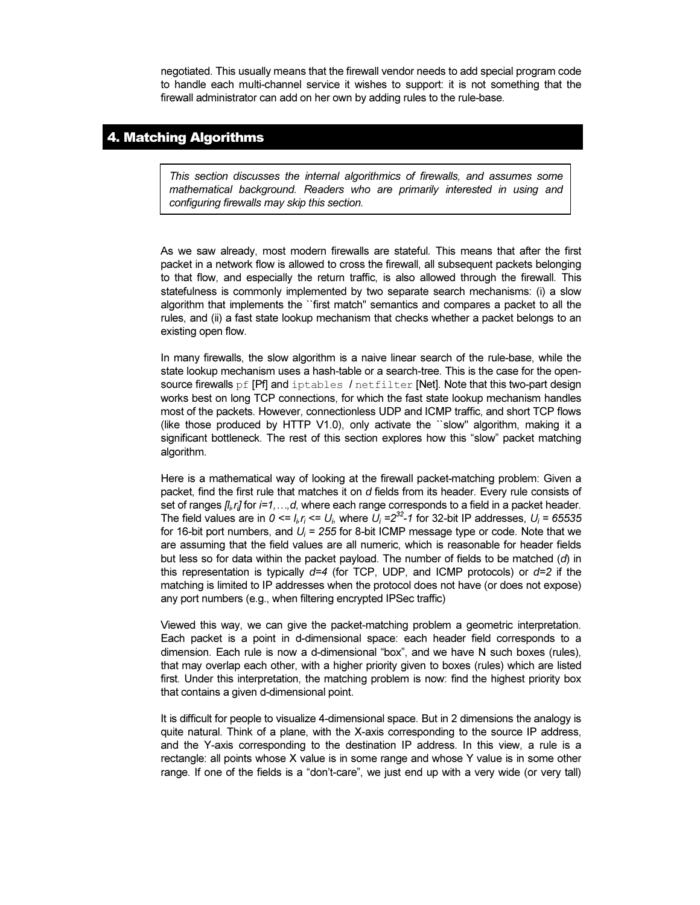negotiated. This usually means that the firewall vendor needs to add special program code to handle each multi-channel service it wishes to support: it is not something that the firewall administrator can add on her own by adding rules to the rule-base.

## 4. Matching Algorithms

> *This section discusses the internal algorithmics of firewalls, and assumes some mathematical background. Readers who are primarily interested in using and configuring firewalls may skip this section.*

As we saw already, most modern firewalls are stateful. This means that after the first packet in a network flow is allowed to cross the firewall, all subsequent packets belonging to that flow, and especially the return traffic, is also allowed through the firewall. This statefulness is commonly implemented by two separate search mechanisms: (i) a slow algorithm that implements the ``first match'' semantics and compares a packet to all the rules, and (ii) a fast state lookup mechanism that checks whether a packet belongs to an existing open flow.

In many firewalls, the slow algorithm is a naive linear search of the rule-base, while the state lookup mechanism uses a hash-table or a search-tree. This is the case for the open-source firewalls `pf` [Pf] and `iptables` / `netfilter` [Net]. Note that this two-part design works best on long TCP connections, for which the fast state lookup mechanism handles most of the packets. However, connectionless UDP and ICMP traffic, and short TCP flows (like those produced by HTTP V1.0), only activate the ``slow'' algorithm, making it a significant bottleneck. The rest of this section explores how this "slow" packet matching algorithm.

Here is a mathematical way of looking at the firewall packet-matching problem: Given a packet, find the first rule that matches it on *d* fields from its header. Every rule consists of set of ranges $[l_i,r_i]$ for $i=1,\ldots,d$, where each range corresponds to a field in a packet header. The field values are in $0 \le l_i,r_i \le U_i$, where $U_i = 2^{32}-1$ for 32-bit IP addresses, $U_i = 65535$ for 16-bit port numbers, and $U_i = 255$ for 8-bit ICMP message type or code. Note that we are assuming that the field values are all numeric, which is reasonable for header fields but less so for data within the packet payload. The number of fields to be matched (*d*) in this representation is typically $d=4$ (for TCP, UDP, and ICMP protocols) or $d=2$ if the matching is limited to IP addresses when the protocol does not have (or does not expose) any port numbers (e.g., when filtering encrypted IPSec traffic)

Viewed this way, we can give the packet-matching problem a geometric interpretation. Each packet is a point in d-dimensional space: each header field corresponds to a dimension. Each rule is now a d-dimensional "box", and we have N such boxes (rules), that may overlap each other, with a higher priority given to boxes (rules) which are listed first. Under this interpretation, the matching problem is now: find the highest priority box that contains a given d-dimensional point.

It is difficult for people to visualize 4-dimensional space. But in 2 dimensions the analogy is quite natural. Think of a plane, with the X-axis corresponding to the source IP address, and the Y-axis corresponding to the destination IP address. In this view, a rule is a rectangle: all points whose X value is in some range and whose Y value is in some other range. If one of the fields is a "don't-care", we just end up with a very wide (or very tall)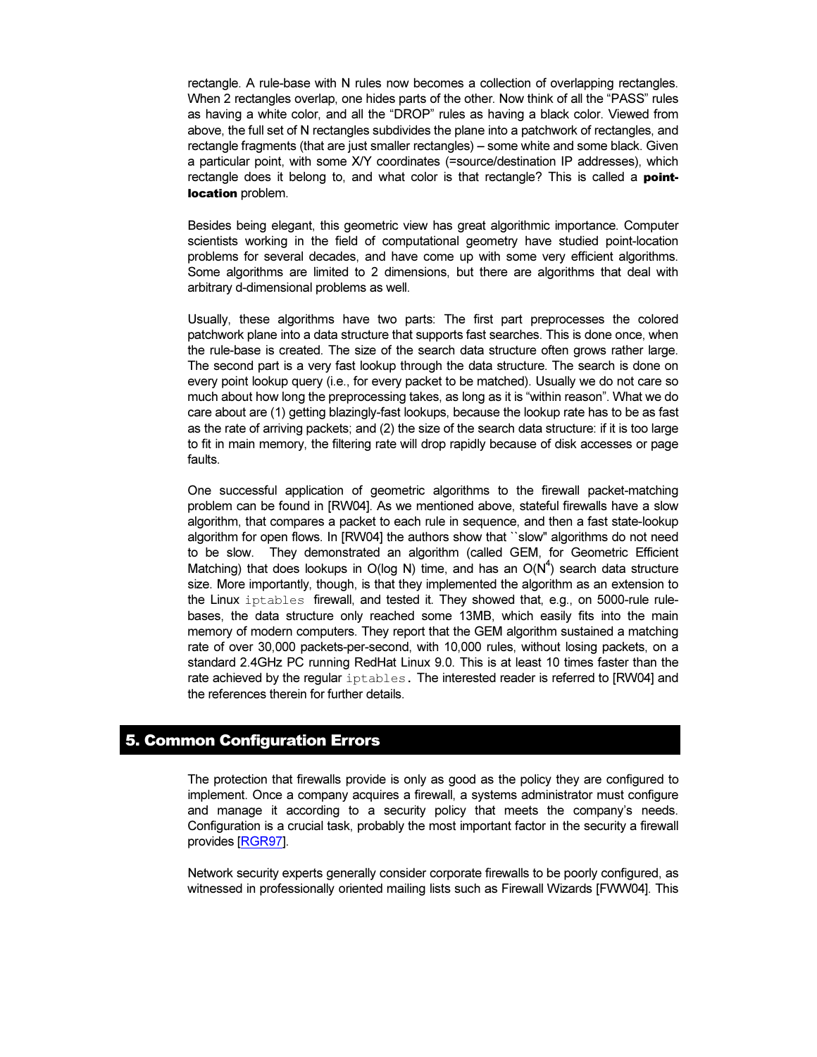rectangle. A rule-base with N rules now becomes a collection of overlapping rectangles. When 2 rectangles overlap, one hides parts of the other. Now think of all the "PASS" rules as having a white color, and all the "DROP" rules as having a black color. Viewed from above, the full set of N rectangles subdivides the plane into a patchwork of rectangles, and rectangle fragments (that are just smaller rectangles) – some white and some black. Given a particular point, with some X/Y coordinates (=source/destination IP addresses), which rectangle does it belong to, and what color is that rectangle? This is called a **point-location** problem.

Besides being elegant, this geometric view has great algorithmic importance. Computer scientists working in the field of computational geometry have studied point-location problems for several decades, and have come up with some very efficient algorithms. Some algorithms are limited to 2 dimensions, but there are algorithms that deal with arbitrary d-dimensional problems as well.

Usually, these algorithms have two parts: The first part preprocesses the colored patchwork plane into a data structure that supports fast searches. This is done once, when the rule-base is created. The size of the search data structure often grows rather large. The second part is a very fast lookup through the data structure. The search is done on every point lookup query (i.e., for every packet to be matched). Usually we do not care so much about how long the preprocessing takes, as long as it is "within reason". What we do care about are (1) getting blazingly-fast lookups, because the lookup rate has to be as fast as the rate of arriving packets; and (2) the size of the search data structure: if it is too large to fit in main memory, the filtering rate will drop rapidly because of disk accesses or page faults.

One successful application of geometric algorithms to the firewall packet-matching problem can be found in [RW04]. As we mentioned above, stateful firewalls have a slow algorithm, that compares a packet to each rule in sequence, and then a fast state-lookup algorithm for open flows. In [RW04] the authors show that ``slow" algorithms do not need to be slow. They demonstrated an algorithm (called GEM, for Geometric Efficient Matching) that does lookups in $O(\log N)$ time, and has an $O(N^4)$ search data structure size. More importantly, though, is that they implemented the algorithm as an extension to the Linux `iptables` firewall, and tested it. They showed that, e.g., on 5000-rule rule-bases, the data structure only reached some 13MB, which easily fits into the main memory of modern computers. They report that the GEM algorithm sustained a matching rate of over 30,000 packets-per-second, with 10,000 rules, without losing packets, on a standard 2.4GHz PC running RedHat Linux 9.0. This is at least 10 times faster than the rate achieved by the regular `iptables`. The interested reader is referred to [RW04] and the references therein for further details.

## 5. Common Configuration Errors

The protection that firewalls provide is only as good as the policy they are configured to implement. Once a company acquires a firewall, a systems administrator must configure and manage it according to a security policy that meets the company's needs. Configuration is a crucial task, probably the most important factor in the security a firewall provides [RGR97].

Network security experts generally consider corporate firewalls to be poorly configured, as witnessed in professionally oriented mailing lists such as Firewall Wizards [FWW04]. This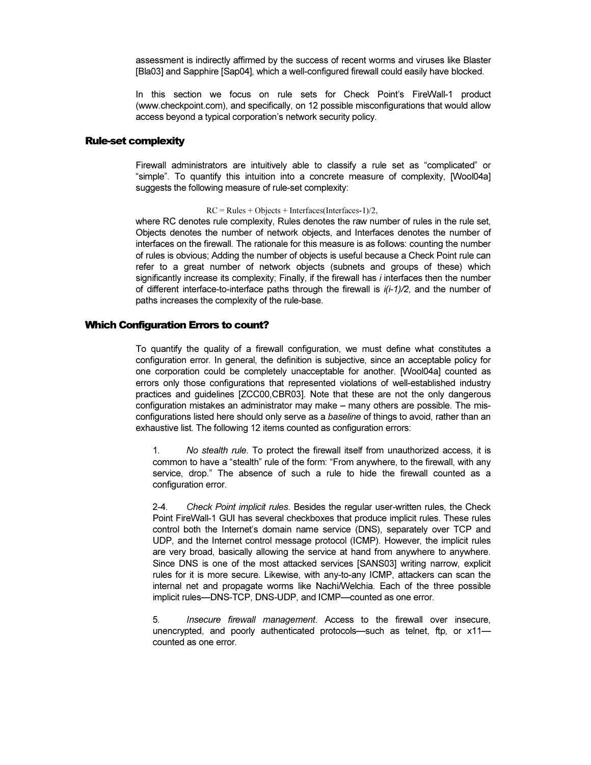assessment is indirectly affirmed by the success of recent worms and viruses like Blaster [Bla03] and Sapphire [Sap04], which a well-configured firewall could easily have blocked.

In this section we focus on rule sets for Check Point's FireWall-1 product (www.checkpoint.com), and specifically, on 12 possible misconfigurations that would allow access beyond a typical corporation's network security policy.

## Rule-set complexity

Firewall administrators are intuitively able to classify a rule set as "complicated" or "simple". To quantify this intuition into a concrete measure of complexity, [Wool04a] suggests the following measure of rule-set complexity:

$$RC = \text{Rules} + \text{Objects} + \text{Interfaces}(\text{Interfaces}-1)/2,$$

where RC denotes rule complexity, Rules denotes the raw number of rules in the rule set, Objects denotes the number of network objects, and Interfaces denotes the number of interfaces on the firewall. The rationale for this measure is as follows: counting the number of rules is obvious; Adding the number of objects is useful because a Check Point rule can refer to a great number of network objects (subnets and groups of these) which significantly increase its complexity; Finally, if the firewall has $i$ interfaces then the number of different interface-to-interface paths through the firewall is $i(i-1)/2$, and the number of paths increases the complexity of the rule-base.

## Which Configuration Errors to count?

To quantify the quality of a firewall configuration, we must define what constitutes a configuration error. In general, the definition is subjective, since an acceptable policy for one corporation could be completely unacceptable for another. [Wool04a] counted as errors only those configurations that represented violations of well-established industry practices and guidelines [ZCC00,CBR03]. Note that these are not the only dangerous configuration mistakes an administrator may make – many others are possible. The mis-configurations listed here should only serve as a *baseline* of things to avoid, rather than an exhaustive list. The following 12 items counted as configuration errors:

1. *No stealth rule*. To protect the firewall itself from unauthorized access, it is common to have a "stealth" rule of the form: "From anywhere, to the firewall, with any service, drop." The absence of such a rule to hide the firewall counted as a configuration error.

2-4. *Check Point implicit rules*. Besides the regular user-written rules, the Check Point FireWall-1 GUI has several checkboxes that produce implicit rules. These rules control both the Internet's domain name service (DNS), separately over TCP and UDP, and the Internet control message protocol (ICMP). However, the implicit rules are very broad, basically allowing the service at hand from anywhere to anywhere. Since DNS is one of the most attacked services [SANS03] writing narrow, explicit rules for it is more secure. Likewise, with any-to-any ICMP, attackers can scan the internal net and propagate worms like Nachi/Welchia. Each of the three possible implicit rules—DNS-TCP, DNS-UDP, and ICMP—counted as one error.

5. *Insecure firewall management*. Access to the firewall over insecure, unencrypted, and poorly authenticated protocols—such as telnet, ftp, or x11—counted as one error.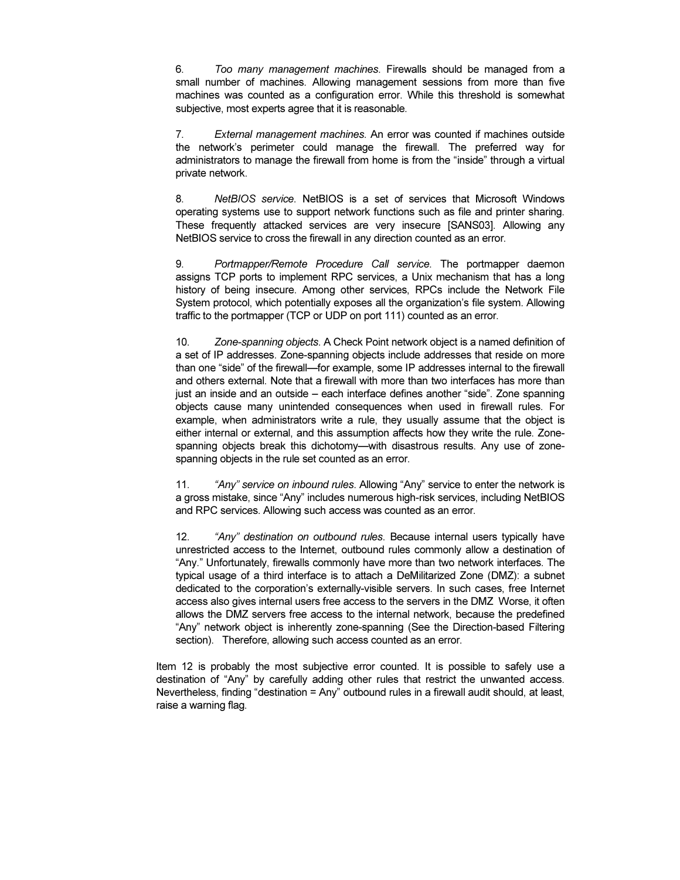6. *Too many management machines*. Firewalls should be managed from a small number of machines. Allowing management sessions from more than five machines was counted as a configuration error. While this threshold is somewhat subjective, most experts agree that it is reasonable.

7. *External management machines*. An error was counted if machines outside the network's perimeter could manage the firewall. The preferred way for administrators to manage the firewall from home is from the "inside" through a virtual private network.

8. *NetBIOS service*. NetBIOS is a set of services that Microsoft Windows operating systems use to support network functions such as file and printer sharing. These frequently attacked services are very insecure [SANS03]. Allowing any NetBIOS service to cross the firewall in any direction counted as an error.

9. *Portmapper/Remote Procedure Call service*. The portmapper daemon assigns TCP ports to implement RPC services, a Unix mechanism that has a long history of being insecure. Among other services, RPCs include the Network File System protocol, which potentially exposes all the organization's file system. Allowing traffic to the portmapper (TCP or UDP on port 111) counted as an error.

10. *Zone-spanning objects*. A Check Point network object is a named definition of a set of IP addresses. Zone-spanning objects include addresses that reside on more than one "side" of the firewall—for example, some IP addresses internal to the firewall and others external. Note that a firewall with more than two interfaces has more than just an inside and an outside – each interface defines another "side". Zone spanning objects cause many unintended consequences when used in firewall rules. For example, when administrators write a rule, they usually assume that the object is either internal or external, and this assumption affects how they write the rule. Zone-spanning objects break this dichotomy—with disastrous results. Any use of zone-spanning objects in the rule set counted as an error.

11. *"Any" service on inbound rules*. Allowing "Any" service to enter the network is a gross mistake, since "Any" includes numerous high-risk services, including NetBIOS and RPC services. Allowing such access was counted as an error.

12. *"Any" destination on outbound rules*. Because internal users typically have unrestricted access to the Internet, outbound rules commonly allow a destination of "Any." Unfortunately, firewalls commonly have more than two network interfaces. The typical usage of a third interface is to attach a DeMilitarized Zone (DMZ): a subnet dedicated to the corporation's externally-visible servers. In such cases, free Internet access also gives internal users free access to the servers in the DMZ Worse, it often allows the DMZ servers free access to the internal network, because the predefined "Any" network object is inherently zone-spanning (See the Direction-based Filtering section). Therefore, allowing such access counted as an error.

Item 12 is probably the most subjective error counted. It is possible to safely use a destination of "Any" by carefully adding other rules that restrict the unwanted access. Nevertheless, finding "destination = Any" outbound rules in a firewall audit should, at least, raise a warning flag.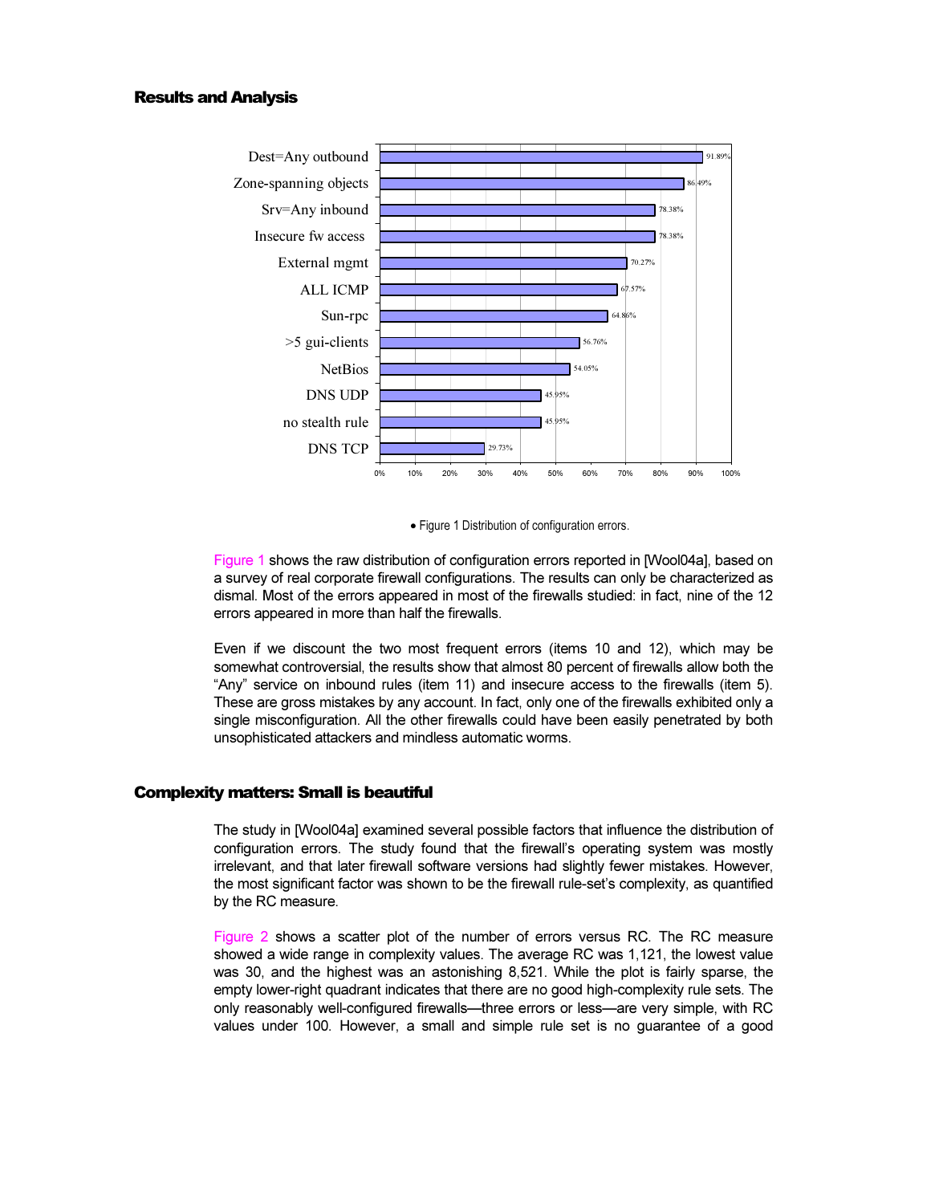## Results and Analysis

| Error | Percentage |
|---|---|
| Dest=Any outbound | 91.89% |
| Zone-spanning objects | 86.49% |
| Srv=Any inbound | 78.38% |
| Insecure fw access | 78.38% |
| External mgmt | 70.27% |
| ALL ICMP | 67.57% |
| Sun-rpc | 64.86% |
| >5 gui-clients | 56.76% |
| NetBios | 54.05% |
| DNS UDP | 45.95% |
| no stealth rule | 45.95% |
| DNS TCP | 29.73% |

- Figure 1 Distribution of configuration errors.

Figure 1 shows the raw distribution of configuration errors reported in [Wool04a], based on a survey of real corporate firewall configurations. The results can only be characterized as dismal. Most of the errors appeared in most of the firewalls studied: in fact, nine of the 12 errors appeared in more than half the firewalls.

Even if we discount the two most frequent errors (items 10 and 12), which may be somewhat controversial, the results show that almost 80 percent of firewalls allow both the "Any" service on inbound rules (item 11) and insecure access to the firewalls (item 5). These are gross mistakes by any account. In fact, only one of the firewalls exhibited only a single misconfiguration. All the other firewalls could have been easily penetrated by both unsophisticated attackers and mindless automatic worms.

## Complexity matters: Small is beautiful

The study in [Wool04a] examined several possible factors that influence the distribution of configuration errors. The study found that the firewall's operating system was mostly irrelevant, and that later firewall software versions had slightly fewer mistakes. However, the most significant factor was shown to be the firewall rule-set's complexity, as quantified by the RC measure.

Figure 2 shows a scatter plot of the number of errors versus RC. The RC measure showed a wide range in complexity values. The average RC was 1,121, the lowest value was 30, and the highest was an astonishing 8,521. While the plot is fairly sparse, the empty lower-right quadrant indicates that there are no good high-complexity rule sets. The only reasonably well-configured firewalls—three errors or less—are very simple, with RC values under 100. However, a small and simple rule set is no guarantee of a good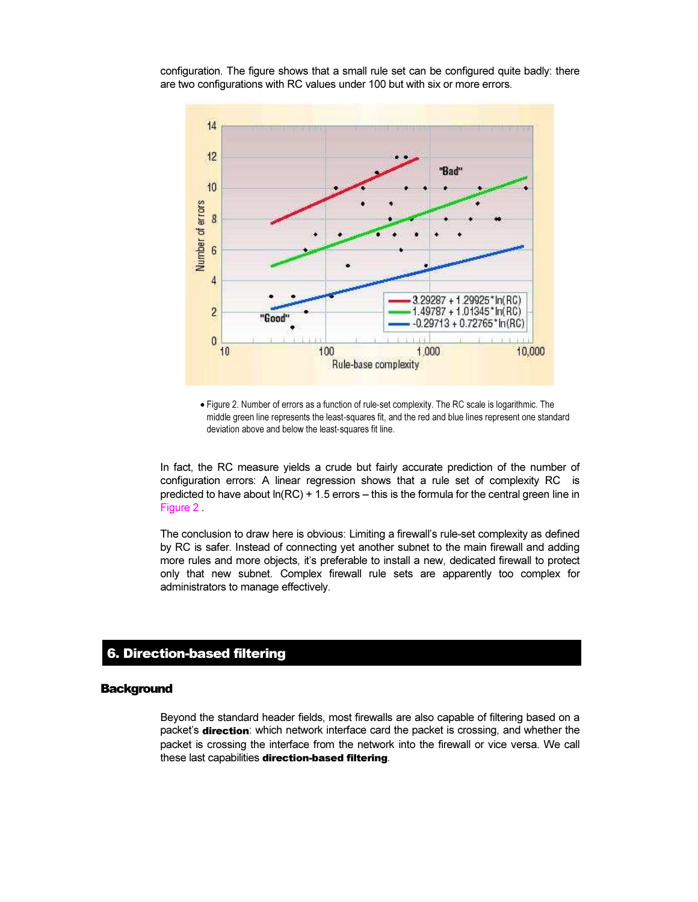configuration. The figure shows that a small rule set can be configured quite badly: there are two configurations with RC values under 100 but with six or more errors.

- Figure 2. Number of errors as a function of rule-set complexity. The RC scale is logarithmic. The middle green line represents the least-squares fit, and the red and blue lines represent one standard deviation above and below the least-squares fit line.

In fact, the RC measure yields a crude but fairly accurate prediction of the number of configuration errors: A linear regression shows that a rule set of complexity RC is predicted to have about ln(RC) + 1.5 errors – this is the formula for the central green line in Figure 2 .

The conclusion to draw here is obvious: Limiting a firewall's rule-set complexity as defined by RC is safer. Instead of connecting yet another subnet to the main firewall and adding more rules and more objects, it's preferable to install a new, dedicated firewall to protect only that new subnet. Complex firewall rule sets are apparently too complex for administrators to manage effectively.

## 6. Direction-based filtering

### Background

Beyond the standard header fields, most firewalls are also capable of filtering based on a packet's **direction**: which network interface card the packet is crossing, and whether the packet is crossing the interface from the network into the firewall or vice versa. We call these last capabilities **direction-based filtering**.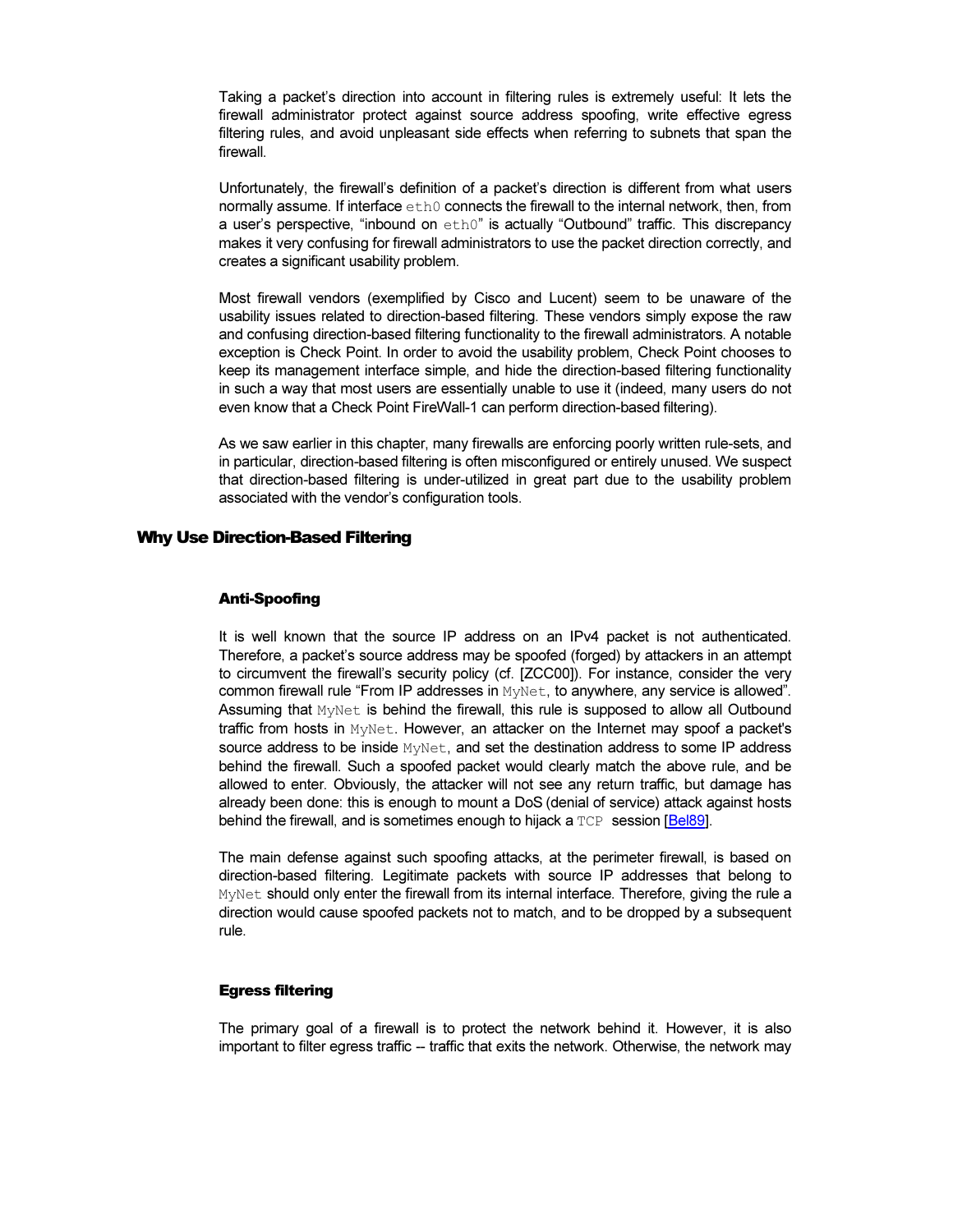Taking a packet's direction into account in filtering rules is extremely useful: It lets the firewall administrator protect against source address spoofing, write effective egress filtering rules, and avoid unpleasant side effects when referring to subnets that span the firewall.

Unfortunately, the firewall's definition of a packet's direction is different from what users normally assume. If interface `eth0` connects the firewall to the internal network, then, from a user's perspective, "inbound on `eth0`" is actually "Outbound" traffic. This discrepancy makes it very confusing for firewall administrators to use the packet direction correctly, and creates a significant usability problem.

Most firewall vendors (exemplified by Cisco and Lucent) seem to be unaware of the usability issues related to direction-based filtering. These vendors simply expose the raw and confusing direction-based filtering functionality to the firewall administrators. A notable exception is Check Point. In order to avoid the usability problem, Check Point chooses to keep its management interface simple, and hide the direction-based filtering functionality in such a way that most users are essentially unable to use it (indeed, many users do not even know that a Check Point FireWall-1 can perform direction-based filtering).

As we saw earlier in this chapter, many firewalls are enforcing poorly written rule-sets, and in particular, direction-based filtering is often misconfigured or entirely unused. We suspect that direction-based filtering is under-utilized in great part due to the usability problem associated with the vendor's configuration tools.

## Why Use Direction-Based Filtering

### Anti-Spoofing

It is well known that the source IP address on an IPv4 packet is not authenticated. Therefore, a packet's source address may be spoofed (forged) by attackers in an attempt to circumvent the firewall's security policy (cf. [ZCC00]). For instance, consider the very common firewall rule "From IP addresses in `MyNet`, to anywhere, any service is allowed". Assuming that `MyNet` is behind the firewall, this rule is supposed to allow all Outbound traffic from hosts in `MyNet`. However, an attacker on the Internet may spoof a packet's source address to be inside `MyNet`, and set the destination address to some IP address behind the firewall. Such a spoofed packet would clearly match the above rule, and be allowed to enter. Obviously, the attacker will not see any return traffic, but damage has already been done: this is enough to mount a DoS (denial of service) attack against hosts behind the firewall, and is sometimes enough to hijack a `TCP` session [Bel89].

The main defense against such spoofing attacks, at the perimeter firewall, is based on direction-based filtering. Legitimate packets with source IP addresses that belong to `MyNet` should only enter the firewall from its internal interface. Therefore, giving the rule a direction would cause spoofed packets not to match, and to be dropped by a subsequent rule.

### Egress filtering

The primary goal of a firewall is to protect the network behind it. However, it is also important to filter egress traffic -- traffic that exits the network. Otherwise, the network may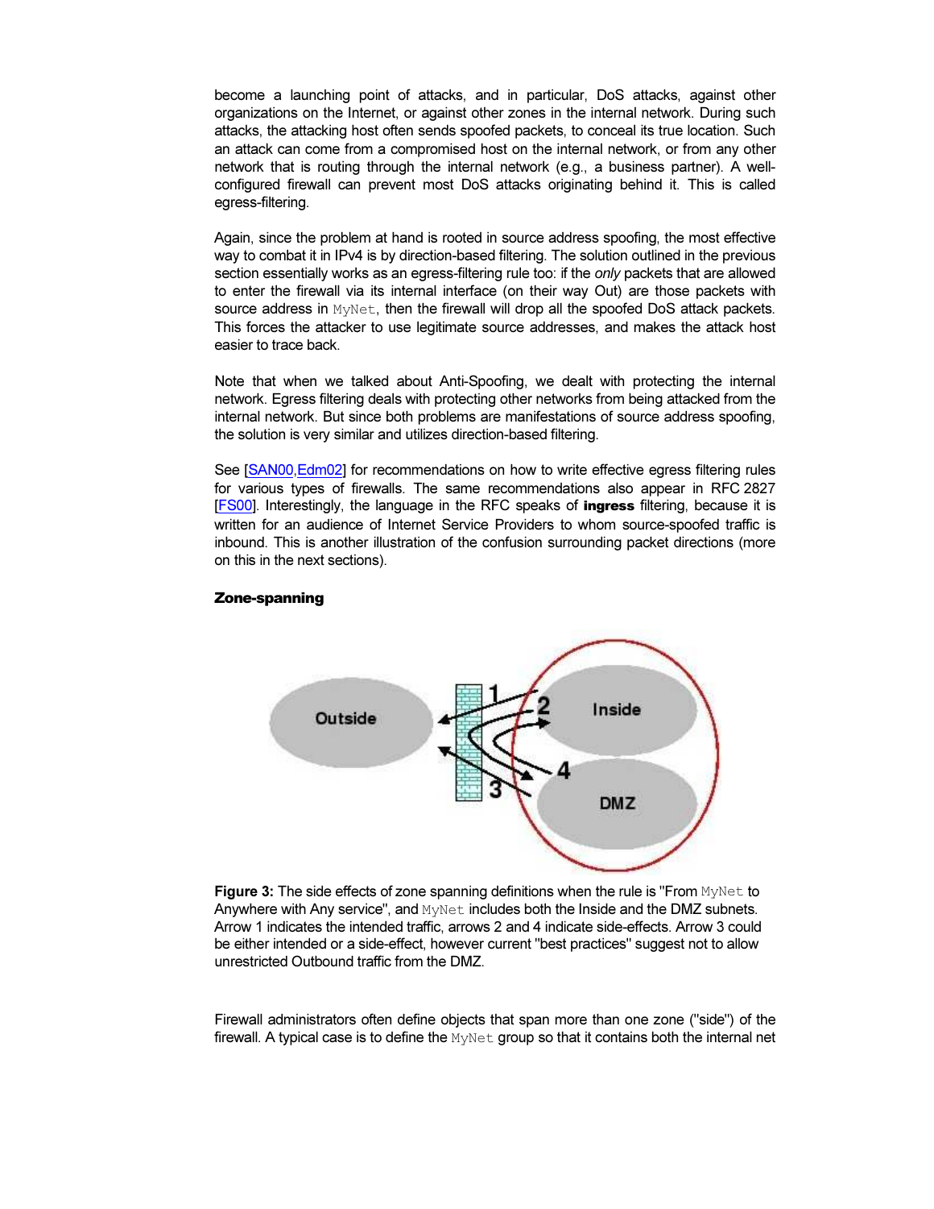become a launching point of attacks, and in particular, DoS attacks, against other organizations on the Internet, or against other zones in the internal network. During such attacks, the attacking host often sends spoofed packets, to conceal its true location. Such an attack can come from a compromised host on the internal network, or from any other network that is routing through the internal network (e.g., a business partner). A well-configured firewall can prevent most DoS attacks originating behind it. This is called egress-filtering.

Again, since the problem at hand is rooted in source address spoofing, the most effective way to combat it in IPv4 is by direction-based filtering. The solution outlined in the previous section essentially works as an egress-filtering rule too: if the *only* packets that are allowed to enter the firewall via its internal interface (on their way Out) are those packets with source address in `MyNet`, then the firewall will drop all the spoofed DoS attack packets. This forces the attacker to use legitimate source addresses, and makes the attack host easier to trace back.

Note that when we talked about Anti-Spoofing, we dealt with protecting the internal network. Egress filtering deals with protecting other networks from being attacked from the internal network. But since both problems are manifestations of source address spoofing, the solution is very similar and utilizes direction-based filtering.

See [SAN00,Edm02] for recommendations on how to write effective egress filtering rules for various types of firewalls. The same recommendations also appear in RFC 2827 [FS00]. Interestingly, the language in the RFC speaks of **ingress** filtering, because it is written for an audience of Internet Service Providers to whom source-spoofed traffic is inbound. This is another illustration of the confusion surrounding packet directions (more on this in the next sections).

### Zone-spanning

Outside

Inside

DMZ

1

2

3

4

**Figure 3:** The side effects of zone spanning definitions when the rule is "From `MyNet` to Anywhere with Any service", and `MyNet` includes both the Inside and the DMZ subnets. Arrow 1 indicates the intended traffic, arrows 2 and 4 indicate side-effects. Arrow 3 could be either intended or a side-effect, however current "best practices" suggest not to allow unrestricted Outbound traffic from the DMZ.

Firewall administrators often define objects that span more than one zone ("side") of the firewall. A typical case is to define the `MyNet` group so that it contains both the internal net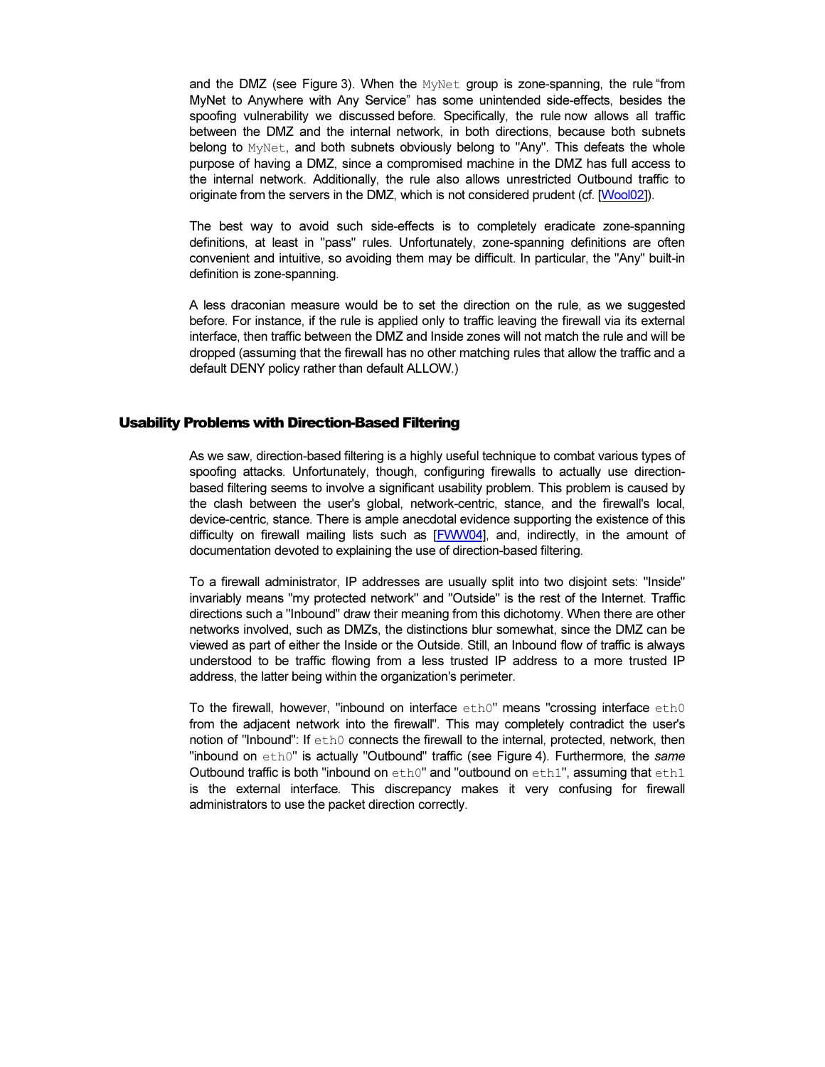and the DMZ (see Figure 3). When the `MyNet` group is zone-spanning, the rule "from MyNet to Anywhere with Any Service" has some unintended side-effects, besides the spoofing vulnerability we discussed before. Specifically, the rule now allows all traffic between the DMZ and the internal network, in both directions, because both subnets belong to `MyNet`, and both subnets obviously belong to "Any". This defeats the whole purpose of having a DMZ, since a compromised machine in the DMZ has full access to the internal network. Additionally, the rule also allows unrestricted Outbound traffic to originate from the servers in the DMZ, which is not considered prudent (cf. [Wool02]).

The best way to avoid such side-effects is to completely eradicate zone-spanning definitions, at least in "pass" rules. Unfortunately, zone-spanning definitions are often convenient and intuitive, so avoiding them may be difficult. In particular, the "Any" built-in definition is zone-spanning.

A less draconian measure would be to set the direction on the rule, as we suggested before. For instance, if the rule is applied only to traffic leaving the firewall via its external interface, then traffic between the DMZ and Inside zones will not match the rule and will be dropped (assuming that the firewall has no other matching rules that allow the traffic and a default DENY policy rather than default ALLOW.)

## Usability Problems with Direction-Based Filtering

As we saw, direction-based filtering is a highly useful technique to combat various types of spoofing attacks. Unfortunately, though, configuring firewalls to actually use direction-based filtering seems to involve a significant usability problem. This problem is caused by the clash between the user's global, network-centric, stance, and the firewall's local, device-centric, stance. There is ample anecdotal evidence supporting the existence of this difficulty on firewall mailing lists such as [FWW04], and, indirectly, in the amount of documentation devoted to explaining the use of direction-based filtering.

To a firewall administrator, IP addresses are usually split into two disjoint sets: "Inside" invariably means "my protected network" and "Outside" is the rest of the Internet. Traffic directions such a "Inbound" draw their meaning from this dichotomy. When there are other networks involved, such as DMZs, the distinctions blur somewhat, since the DMZ can be viewed as part of either the Inside or the Outside. Still, an Inbound flow of traffic is always understood to be traffic flowing from a less trusted IP address to a more trusted IP address, the latter being within the organization's perimeter.

To the firewall, however, "inbound on interface `eth0`" means "crossing interface `eth0` from the adjacent network into the firewall". This may completely contradict the user's notion of "Inbound": If `eth0` connects the firewall to the internal, protected, network, then "inbound on `eth0`" is actually "Outbound" traffic (see Figure 4). Furthermore, the *same* Outbound traffic is both "inbound on `eth0`" and "outbound on `eth1`", assuming that `eth1` is the external interface. This discrepancy makes it very confusing for firewall administrators to use the packet direction correctly.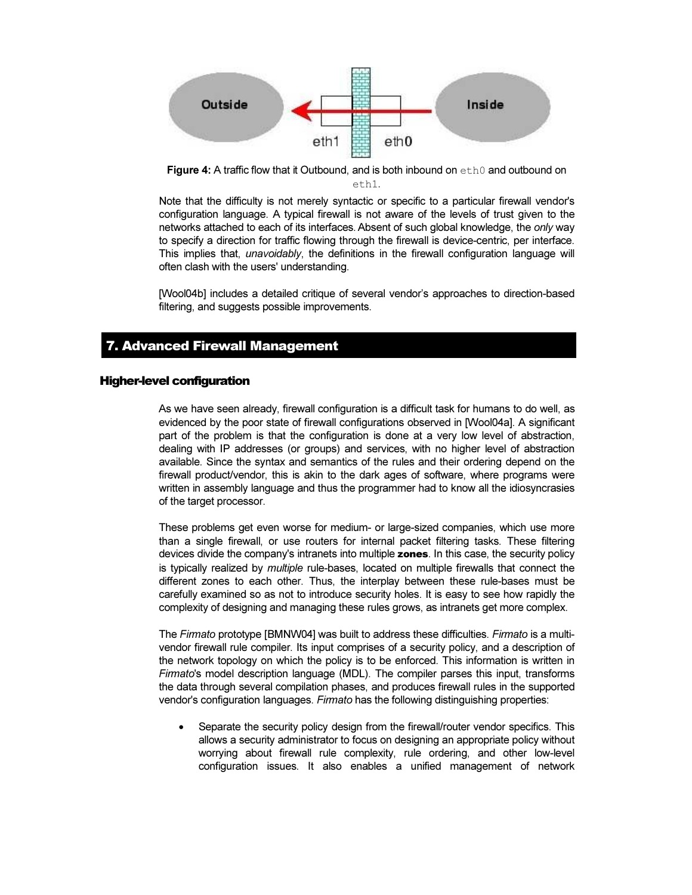**Figure 4:** A traffic flow that it Outbound, and is both inbound on `eth0` and outbound on `eth1`.

Note that the difficulty is not merely syntactic or specific to a particular firewall vendor's configuration language. A typical firewall is not aware of the levels of trust given to the networks attached to each of its interfaces. Absent of such global knowledge, the *only* way to specify a direction for traffic flowing through the firewall is device-centric, per interface. This implies that, *unavoidably*, the definitions in the firewall configuration language will often clash with the users' understanding.

[Wool04b] includes a detailed critique of several vendor's approaches to direction-based filtering, and suggests possible improvements.

## 7. Advanced Firewall Management

### Higher-level configuration

As we have seen already, firewall configuration is a difficult task for humans to do well, as evidenced by the poor state of firewall configurations observed in [Wool04a]. A significant part of the problem is that the configuration is done at a very low level of abstraction, dealing with IP addresses (or groups) and services, with no higher level of abstraction available. Since the syntax and semantics of the rules and their ordering depend on the firewall product/vendor, this is akin to the dark ages of software, where programs were written in assembly language and thus the programmer had to know all the idiosyncrasies of the target processor.

These problems get even worse for medium- or large-sized companies, which use more than a single firewall, or use routers for internal packet filtering tasks. These filtering devices divide the company's intranets into multiple **zones**. In this case, the security policy is typically realized by *multiple* rule-bases, located on multiple firewalls that connect the different zones to each other. Thus, the interplay between these rule-bases must be carefully examined so as not to introduce security holes. It is easy to see how rapidly the complexity of designing and managing these rules grows, as intranets get more complex.

The *Firmato* prototype [BMNW04] was built to address these difficulties. *Firmato* is a multi-vendor firewall rule compiler. Its input comprises of a security policy, and a description of the network topology on which the policy is to be enforced. This information is written in *Firmato*'s model description language (MDL). The compiler parses this input, transforms the data through several compilation phases, and produces firewall rules in the supported vendor's configuration languages. *Firmato* has the following distinguishing properties:

- Separate the security policy design from the firewall/router vendor specifics. This allows a security administrator to focus on designing an appropriate policy without worrying about firewall rule complexity, rule ordering, and other low-level configuration issues. It also enables a unified management of network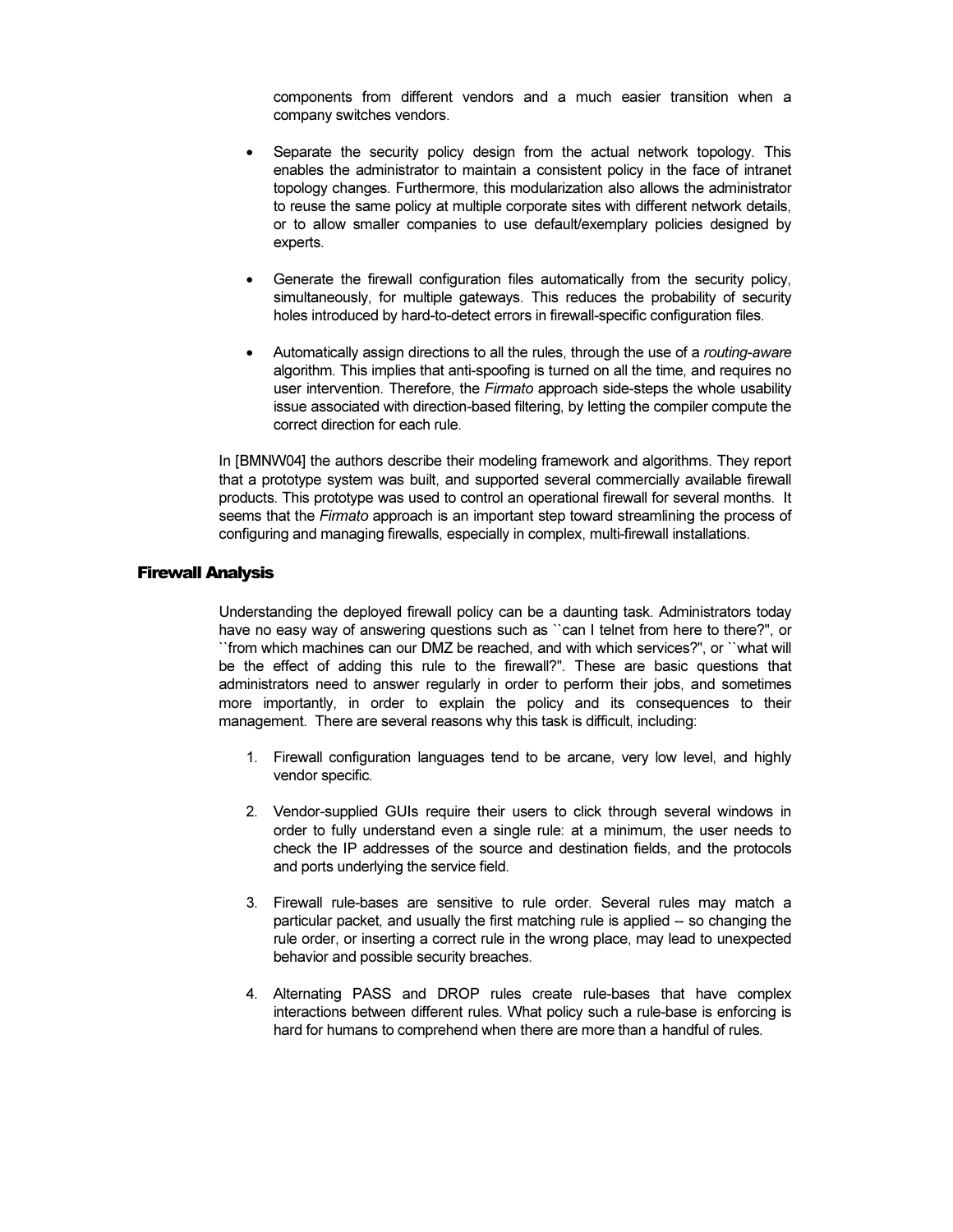components from different vendors and a much easier transition when a company switches vendors.

- Separate the security policy design from the actual network topology. This enables the administrator to maintain a consistent policy in the face of intranet topology changes. Furthermore, this modularization also allows the administrator to reuse the same policy at multiple corporate sites with different network details, or to allow smaller companies to use default/exemplary policies designed by experts.

- Generate the firewall configuration files automatically from the security policy, simultaneously, for multiple gateways. This reduces the probability of security holes introduced by hard-to-detect errors in firewall-specific configuration files.

- Automatically assign directions to all the rules, through the use of a *routing-aware* algorithm. This implies that anti-spoofing is turned on all the time, and requires no user intervention. Therefore, the *Firmato* approach side-steps the whole usability issue associated with direction-based filtering, by letting the compiler compute the correct direction for each rule.

In [BMNW04] the authors describe their modeling framework and algorithms. They report that a prototype system was built, and supported several commercially available firewall products. This prototype was used to control an operational firewall for several months. It seems that the *Firmato* approach is an important step toward streamlining the process of configuring and managing firewalls, especially in complex, multi-firewall installations.

## Firewall Analysis

Understanding the deployed firewall policy can be a daunting task. Administrators today have no easy way of answering questions such as ``can I telnet from here to there?'', or ``from which machines can our DMZ be reached, and with which services?'', or ``what will be the effect of adding this rule to the firewall?''. These are basic questions that administrators need to answer regularly in order to perform their jobs, and sometimes more importantly, in order to explain the policy and its consequences to their management. There are several reasons why this task is difficult, including:

1. Firewall configuration languages tend to be arcane, very low level, and highly vendor specific.

2. Vendor-supplied GUIs require their users to click through several windows in order to fully understand even a single rule: at a minimum, the user needs to check the IP addresses of the source and destination fields, and the protocols and ports underlying the service field.

3. Firewall rule-bases are sensitive to rule order. Several rules may match a particular packet, and usually the first matching rule is applied -- so changing the rule order, or inserting a correct rule in the wrong place, may lead to unexpected behavior and possible security breaches.

4. Alternating PASS and DROP rules create rule-bases that have complex interactions between different rules. What policy such a rule-base is enforcing is hard for humans to comprehend when there are more than a handful of rules.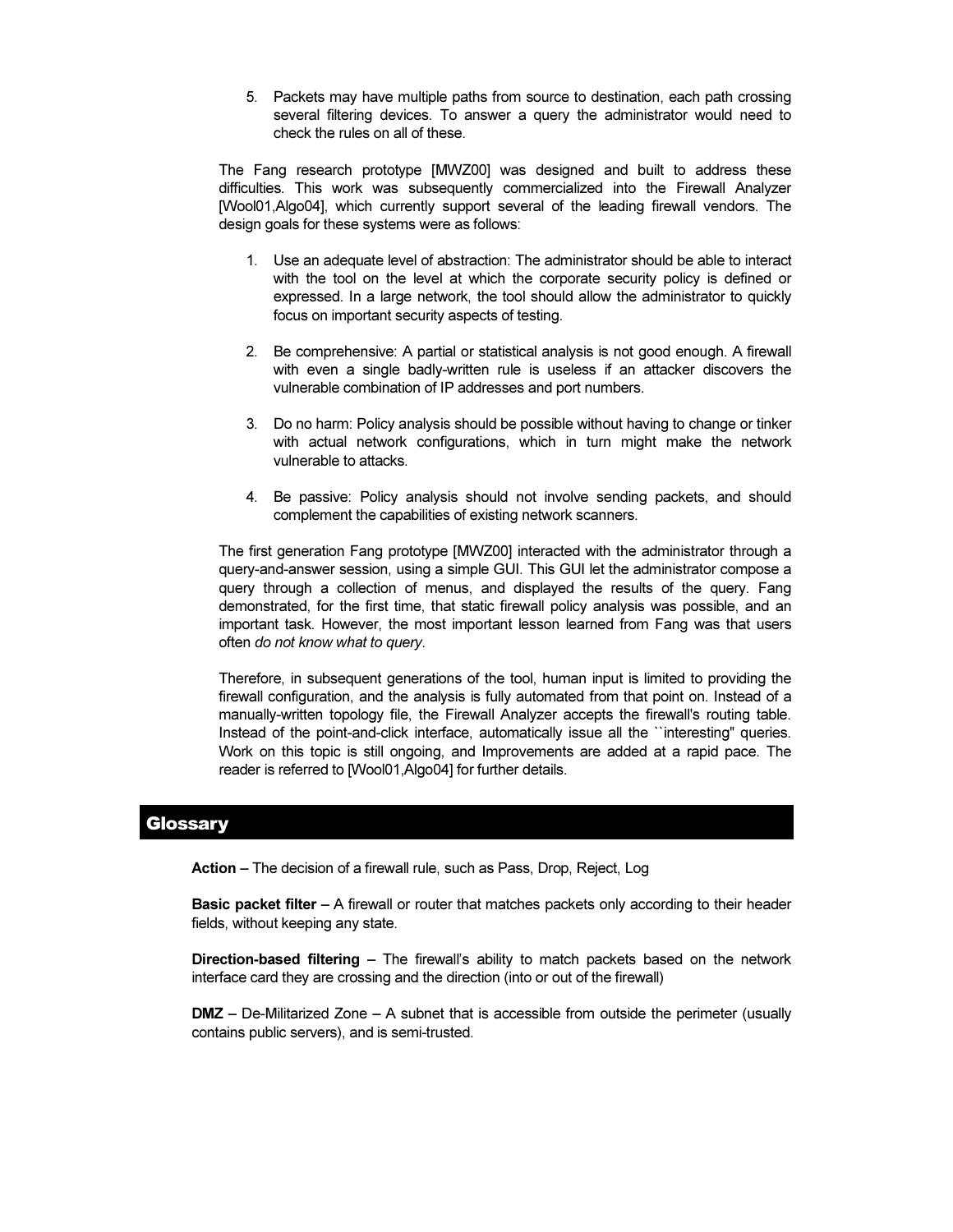5. Packets may have multiple paths from source to destination, each path crossing several filtering devices. To answer a query the administrator would need to check the rules on all of these.

The Fang research prototype [MWZ00] was designed and built to address these difficulties. This work was subsequently commercialized into the Firewall Analyzer [Wool01,Algo04], which currently support several of the leading firewall vendors. The design goals for these systems were as follows:

1. Use an adequate level of abstraction: The administrator should be able to interact with the tool on the level at which the corporate security policy is defined or expressed. In a large network, the tool should allow the administrator to quickly focus on important security aspects of testing.

2. Be comprehensive: A partial or statistical analysis is not good enough. A firewall with even a single badly-written rule is useless if an attacker discovers the vulnerable combination of IP addresses and port numbers.

3. Do no harm: Policy analysis should be possible without having to change or tinker with actual network configurations, which in turn might make the network vulnerable to attacks.

4. Be passive: Policy analysis should not involve sending packets, and should complement the capabilities of existing network scanners.

The first generation Fang prototype [MWZ00] interacted with the administrator through a query-and-answer session, using a simple GUI. This GUI let the administrator compose a query through a collection of menus, and displayed the results of the query. Fang demonstrated, for the first time, that static firewall policy analysis was possible, and an important task. However, the most important lesson learned from Fang was that users often *do not know what to query*.

Therefore, in subsequent generations of the tool, human input is limited to providing the firewall configuration, and the analysis is fully automated from that point on. Instead of a manually-written topology file, the Firewall Analyzer accepts the firewall's routing table. Instead of the point-and-click interface, automatically issue all the ``interesting'' queries. Work on this topic is still ongoing, and Improvements are added at a rapid pace. The reader is referred to [Wool01,Algo04] for further details.

## Glossary

**Action** – The decision of a firewall rule, such as Pass, Drop, Reject, Log

**Basic packet filter** – A firewall or router that matches packets only according to their header fields, without keeping any state.

**Direction-based filtering** – The firewall's ability to match packets based on the network interface card they are crossing and the direction (into or out of the firewall)

**DMZ** – De-Militarized Zone – A subnet that is accessible from outside the perimeter (usually contains public servers), and is semi-trusted.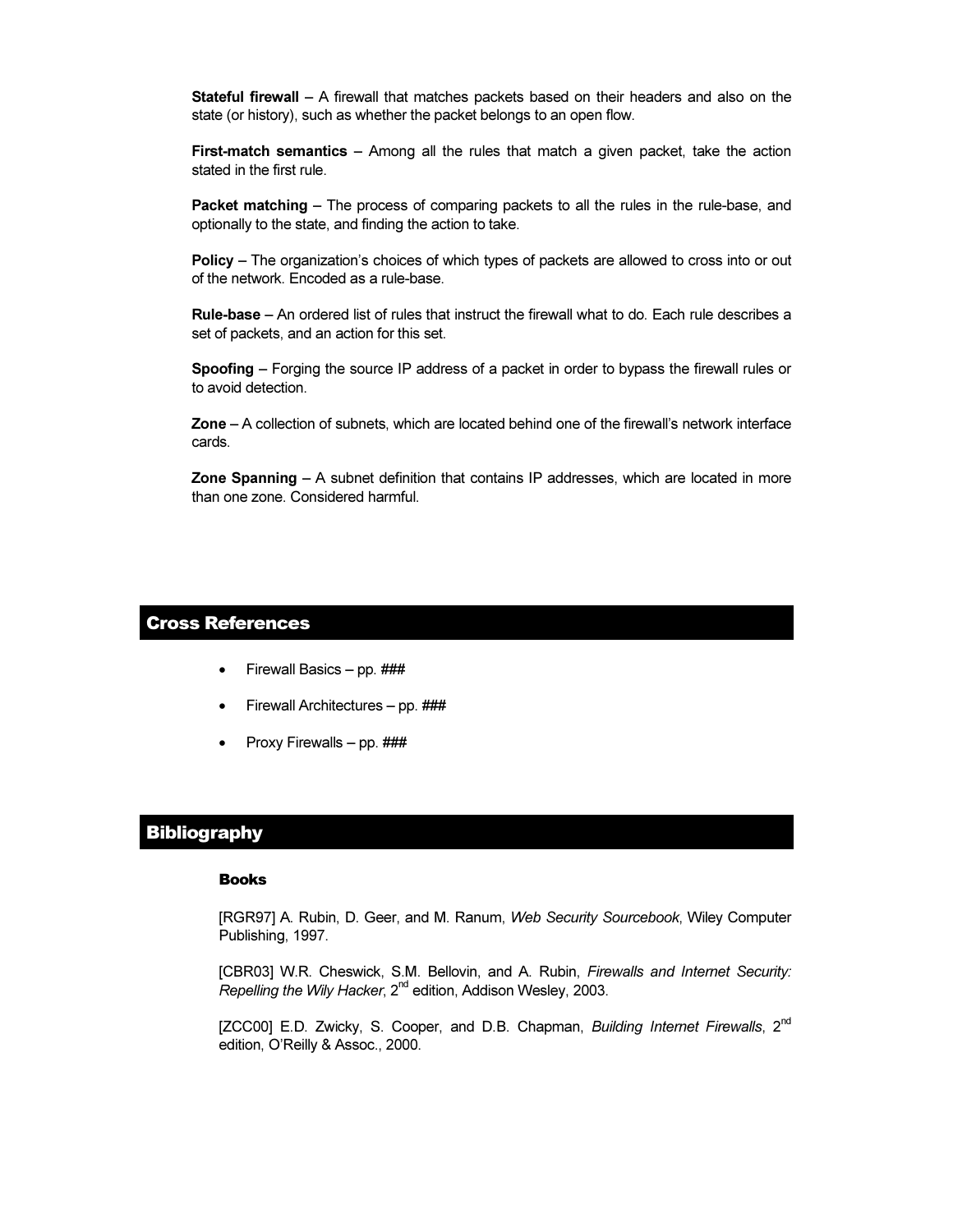**Stateful firewall** – A firewall that matches packets based on their headers and also on the state (or history), such as whether the packet belongs to an open flow.

**First-match semantics** – Among all the rules that match a given packet, take the action stated in the first rule.

**Packet matching** – The process of comparing packets to all the rules in the rule-base, and optionally to the state, and finding the action to take.

**Policy** – The organization's choices of which types of packets are allowed to cross into or out of the network. Encoded as a rule-base.

**Rule-base** – An ordered list of rules that instruct the firewall what to do. Each rule describes a set of packets, and an action for this set.

**Spoofing** – Forging the source IP address of a packet in order to bypass the firewall rules or to avoid detection.

**Zone** – A collection of subnets, which are located behind one of the firewall's network interface cards.

**Zone Spanning** – A subnet definition that contains IP addresses, which are located in more than one zone. Considered harmful.

## Cross References

- Firewall Basics – pp. ###
- Firewall Architectures – pp. ###
- Proxy Firewalls – pp. ###

## Bibliography

### Books

[RGR97] A. Rubin, D. Geer, and M. Ranum, *Web Security Sourcebook*, Wiley Computer Publishing, 1997.

[CBR03] W.R. Cheswick, S.M. Bellovin, and A. Rubin, *Firewalls and Internet Security: Repelling the Wily Hacker*, 2nd edition, Addison Wesley, 2003.

[ZCC00] E.D. Zwicky, S. Cooper, and D.B. Chapman, *Building Internet Firewalls*, 2nd edition, O'Reilly & Assoc., 2000.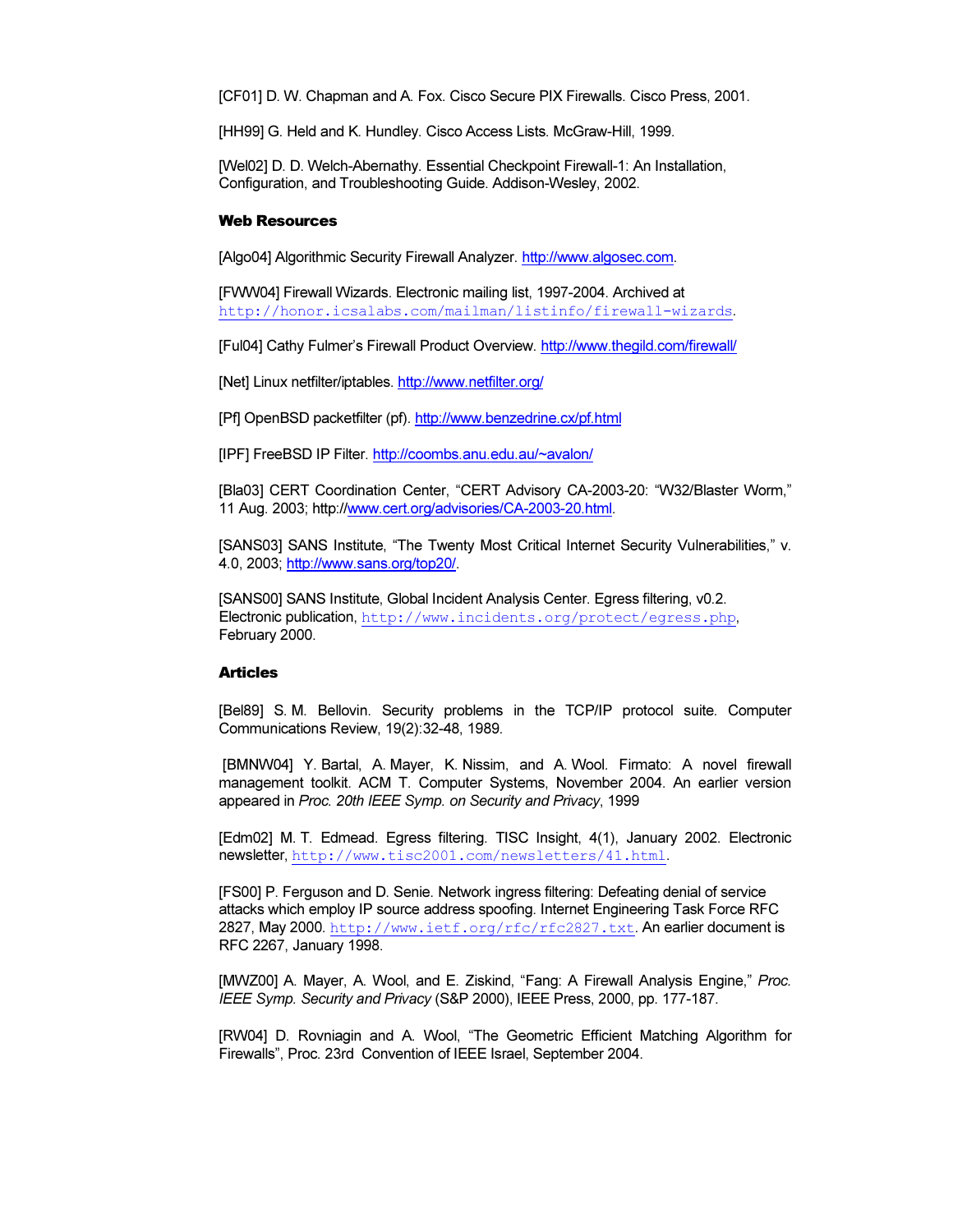[CF01] D. W. Chapman and A. Fox. Cisco Secure PIX Firewalls. Cisco Press, 2001.

[HH99] G. Held and K. Hundley. Cisco Access Lists. McGraw-Hill, 1999.

[Wel02] D. D. Welch-Abernathy. Essential Checkpoint Firewall-1: An Installation, Configuration, and Troubleshooting Guide. Addison-Wesley, 2002.

### Web Resources

[Algo04] Algorithmic Security Firewall Analyzer. http://www.algosec.com.

[FWW04] Firewall Wizards. Electronic mailing list, 1997-2004. Archived at http://honor.icsalabs.com/mailman/listinfo/firewall-wizards.

[Ful04] Cathy Fulmer's Firewall Product Overview. http://www.thegild.com/firewall/

[Net] Linux netfilter/iptables. http://www.netfilter.org/

[Pf] OpenBSD packetfilter (pf). http://www.benzedrine.cx/pf.html

[IPF] FreeBSD IP Filter. http://coombs.anu.edu.au/~avalon/

[Bla03] CERT Coordination Center, "CERT Advisory CA-2003-20: "W32/Blaster Worm," 11 Aug. 2003; http://www.cert.org/advisories/CA-2003-20.html.

[SANS03] SANS Institute, "The Twenty Most Critical Internet Security Vulnerabilities," v. 4.0, 2003; http://www.sans.org/top20/.

[SANS00] SANS Institute, Global Incident Analysis Center. Egress filtering, v0.2. Electronic publication, http://www.incidents.org/protect/egress.php, February 2000.

### Articles

[Bel89] S. M. Bellovin. Security problems in the TCP/IP protocol suite. Computer Communications Review, 19(2):32-48, 1989.

[BMNW04] Y. Bartal, A. Mayer, K. Nissim, and A. Wool. Firmato: A novel firewall management toolkit. ACM T. Computer Systems, November 2004. An earlier version appeared in *Proc. 20th IEEE Symp. on Security and Privacy*, 1999

[Edm02] M. T. Edmead. Egress filtering. TISC Insight, 4(1), January 2002. Electronic newsletter, http://www.tisc2001.com/newsletters/41.html.

[FS00] P. Ferguson and D. Senie. Network ingress filtering: Defeating denial of service attacks which employ IP source address spoofing. Internet Engineering Task Force RFC 2827, May 2000. http://www.ietf.org/rfc/rfc2827.txt. An earlier document is RFC 2267, January 1998.

[MWZ00] A. Mayer, A. Wool, and E. Ziskind, "Fang: A Firewall Analysis Engine," *Proc. IEEE Symp. Security and Privacy* (S&P 2000), IEEE Press, 2000, pp. 177-187.

[RW04] D. Rovniagin and A. Wool, "The Geometric Efficient Matching Algorithm for Firewalls", Proc. 23rd Convention of IEEE Israel, September 2004.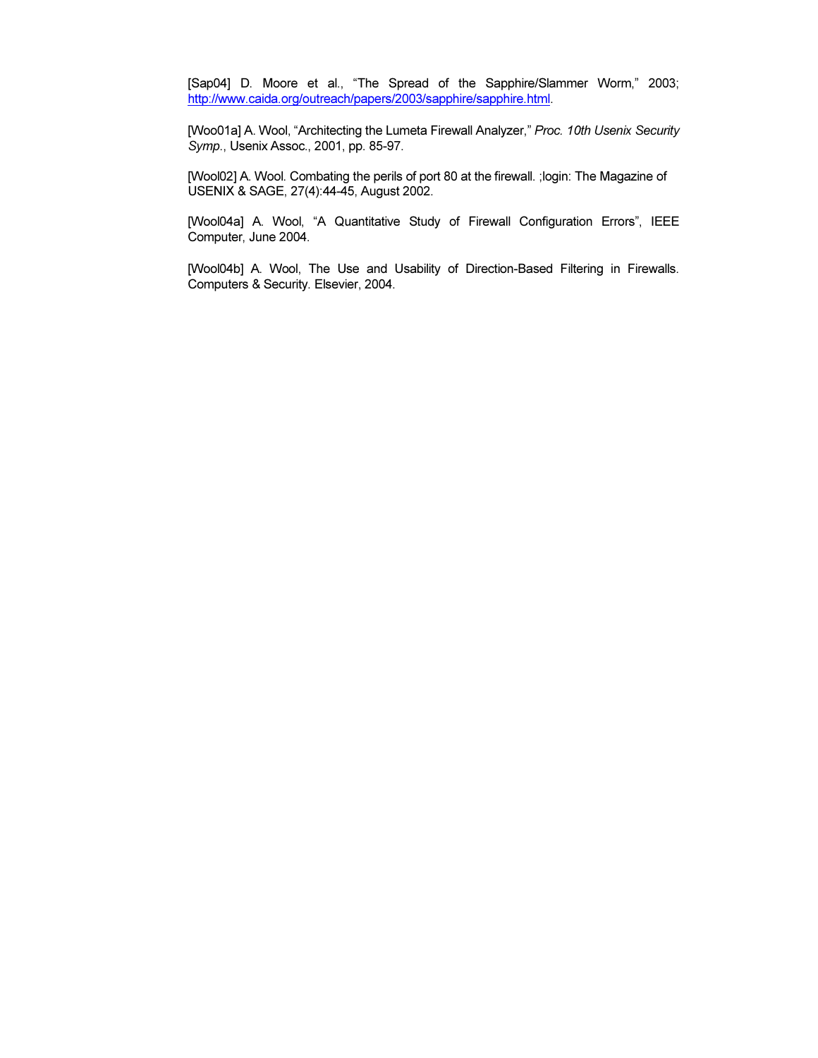[Sap04] D. Moore et al., “The Spread of the Sapphire/Slammer Worm,” 2003; http://www.caida.org/outreach/papers/2003/sapphire/sapphire.html.

[Woo01a] A. Wool, “Architecting the Lumeta Firewall Analyzer,” *Proc. 10th Usenix Security Symp.*, Usenix Assoc., 2001, pp. 85-97.

[Wool02] A. Wool. Combating the perils of port 80 at the firewall. ;login: The Magazine of USENIX & SAGE, 27(4):44-45, August 2002.

[Wool04a] A. Wool, “A Quantitative Study of Firewall Configuration Errors”, IEEE Computer, June 2004.

[Wool04b] A. Wool, The Use and Usability of Direction-Based Filtering in Firewalls. Computers & Security. Elsevier, 2004.